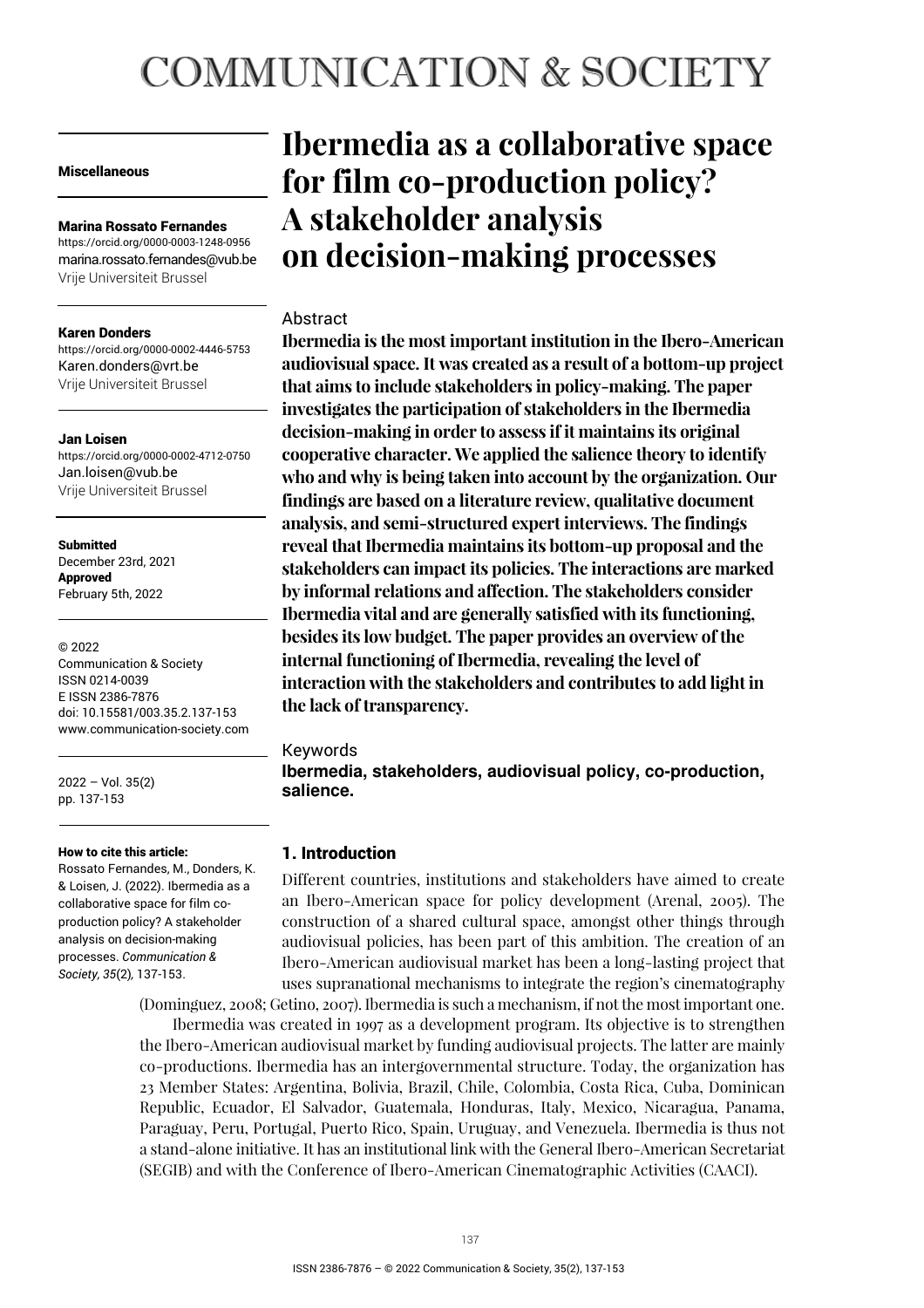# COMMUNICATION & SOCIETY

**Miscellaneous**

**Marina Rossato Fernandes**
https://orcid.org/0000-0003-1248-0956
marina.rossato.fernandes@vub.be
Vrije Universiteit Brussel

**Karen Donders**
https://orcid.org/0000-0002-4446-5753
Karen.donders@vrt.be
Vrije Universiteit Brussel

**Jan Loisen**
https://orcid.org/0000-0002-4712-0750
Jan.loisen@vub.be
Vrije Universiteit Brussel

**Submitted**
December 23rd, 2021
**Approved**
February 5th, 2022

© 2022
Communication & Society
ISSN 0214-0039
E ISSN 2386-7876
doi: 10.15581/003.35.2.137-153
www.communication-society.com

2022 – Vol. 35(2)
pp. 137-153

**How to cite this article:**
Rossato Fernandes, M., Donders, K. & Loisen, J. (2022). Ibermedia as a collaborative space for film co-production policy? A stakeholder analysis on decision-making processes. *Communication & Society, 35*(2), 137-153.

# Ibermedia as a collaborative space for film co-production policy? A stakeholder analysis on decision-making processes

## Abstract

**Ibermedia is the most important institution in the Ibero-American audiovisual space. It was created as a result of a bottom-up project that aims to include stakeholders in policy-making. The paper investigates the participation of stakeholders in the Ibermedia decision-making in order to assess if it maintains its original cooperative character. We applied the salience theory to identify who and why is being taken into account by the organization. Our findings are based on a literature review, qualitative document analysis, and semi-structured expert interviews. The findings reveal that Ibermedia maintains its bottom-up proposal and the stakeholders can impact its policies. The interactions are marked by informal relations and affection. The stakeholders consider Ibermedia vital and are generally satisfied with its functioning, besides its low budget. The paper provides an overview of the internal functioning of Ibermedia, revealing the level of interaction with the stakeholders and contributes to add light in the lack of transparency.**

## Keywords

**Ibermedia, stakeholders, audiovisual policy, co-production, salience.**

## 1. Introduction

Different countries, institutions and stakeholders have aimed to create an Ibero-American space for policy development (Arenal, 2005). The construction of a shared cultural space, amongst other things through audiovisual policies, has been part of this ambition. The creation of an Ibero-American audiovisual market has been a long-lasting project that uses supranational mechanisms to integrate the region's cinematography (Dominguez, 2008; Getino, 2007). Ibermedia is such a mechanism, if not the most important one.

Ibermedia was created in 1997 as a development program. Its objective is to strengthen the Ibero-American audiovisual market by funding audiovisual projects. The latter are mainly co-productions. Ibermedia has an intergovernmental structure. Today, the organization has 23 Member States: Argentina, Bolivia, Brazil, Chile, Colombia, Costa Rica, Cuba, Dominican Republic, Ecuador, El Salvador, Guatemala, Honduras, Italy, Mexico, Nicaragua, Panama, Paraguay, Peru, Portugal, Puerto Rico, Spain, Uruguay, and Venezuela. Ibermedia is thus not a stand-alone initiative. It has an institutional link with the General Ibero-American Secretariat (SEGIB) and with the Conference of Ibero-American Cinematographic Activities (CAACI).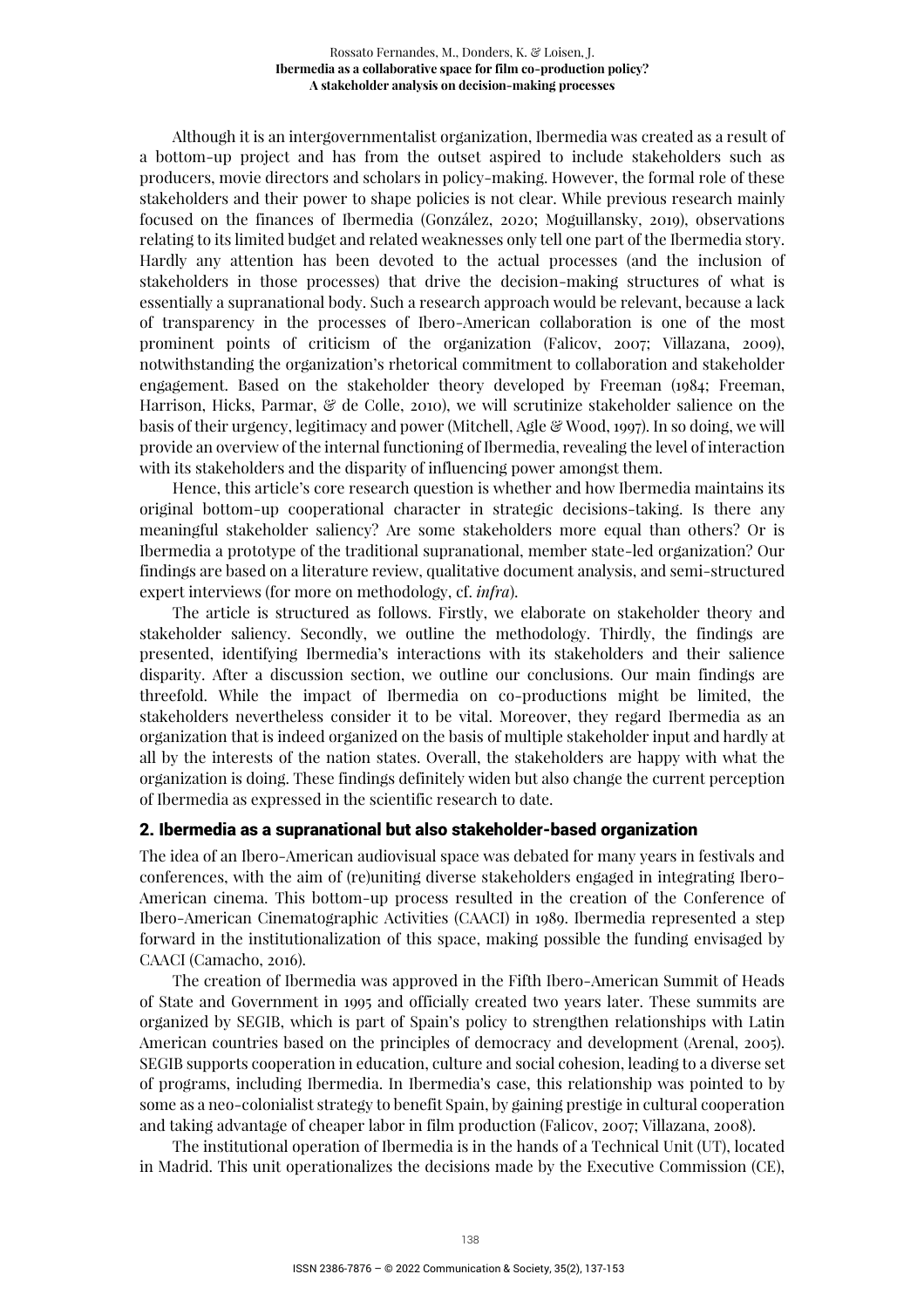Although it is an intergovernmentalist organization, Ibermedia was created as a result of a bottom-up project and has from the outset aspired to include stakeholders such as producers, movie directors and scholars in policy-making. However, the formal role of these stakeholders and their power to shape policies is not clear. While previous research mainly focused on the finances of Ibermedia (González, 2020; Moguillansky, 2019), observations relating to its limited budget and related weaknesses only tell one part of the Ibermedia story. Hardly any attention has been devoted to the actual processes (and the inclusion of stakeholders in those processes) that drive the decision-making structures of what is essentially a supranational body. Such a research approach would be relevant, because a lack of transparency in the processes of Ibero-American collaboration is one of the most prominent points of criticism of the organization (Falicov, 2007; Villazana, 2009), notwithstanding the organization's rhetorical commitment to collaboration and stakeholder engagement. Based on the stakeholder theory developed by Freeman (1984; Freeman, Harrison, Hicks, Parmar, & de Colle, 2010), we will scrutinize stakeholder salience on the basis of their urgency, legitimacy and power (Mitchell, Agle & Wood, 1997). In so doing, we will provide an overview of the internal functioning of Ibermedia, revealing the level of interaction with its stakeholders and the disparity of influencing power amongst them.

Hence, this article's core research question is whether and how Ibermedia maintains its original bottom-up cooperational character in strategic decisions-taking. Is there any meaningful stakeholder saliency? Are some stakeholders more equal than others? Or is Ibermedia a prototype of the traditional supranational, member state-led organization? Our findings are based on a literature review, qualitative document analysis, and semi-structured expert interviews (for more on methodology, cf. *infra*).

The article is structured as follows. Firstly, we elaborate on stakeholder theory and stakeholder saliency. Secondly, we outline the methodology. Thirdly, the findings are presented, identifying Ibermedia's interactions with its stakeholders and their salience disparity. After a discussion section, we outline our conclusions. Our main findings are threefold. While the impact of Ibermedia on co-productions might be limited, the stakeholders nevertheless consider it to be vital. Moreover, they regard Ibermedia as an organization that is indeed organized on the basis of multiple stakeholder input and hardly at all by the interests of the nation states. Overall, the stakeholders are happy with what the organization is doing. These findings definitely widen but also change the current perception of Ibermedia as expressed in the scientific research to date.

## 2. Ibermedia as a supranational but also stakeholder-based organization

The idea of an Ibero-American audiovisual space was debated for many years in festivals and conferences, with the aim of (re)uniting diverse stakeholders engaged in integrating Ibero-American cinema. This bottom-up process resulted in the creation of the Conference of Ibero-American Cinematographic Activities (CAACI) in 1989. Ibermedia represented a step forward in the institutionalization of this space, making possible the funding envisaged by CAACI (Camacho, 2016).

The creation of Ibermedia was approved in the Fifth Ibero-American Summit of Heads of State and Government in 1995 and officially created two years later. These summits are organized by SEGIB, which is part of Spain's policy to strengthen relationships with Latin American countries based on the principles of democracy and development (Arenal, 2005). SEGIB supports cooperation in education, culture and social cohesion, leading to a diverse set of programs, including Ibermedia. In Ibermedia's case, this relationship was pointed to by some as a neo-colonialist strategy to benefit Spain, by gaining prestige in cultural cooperation and taking advantage of cheaper labor in film production (Falicov, 2007; Villazana, 2008).

The institutional operation of Ibermedia is in the hands of a Technical Unit (UT), located in Madrid. This unit operationalizes the decisions made by the Executive Commission (CE),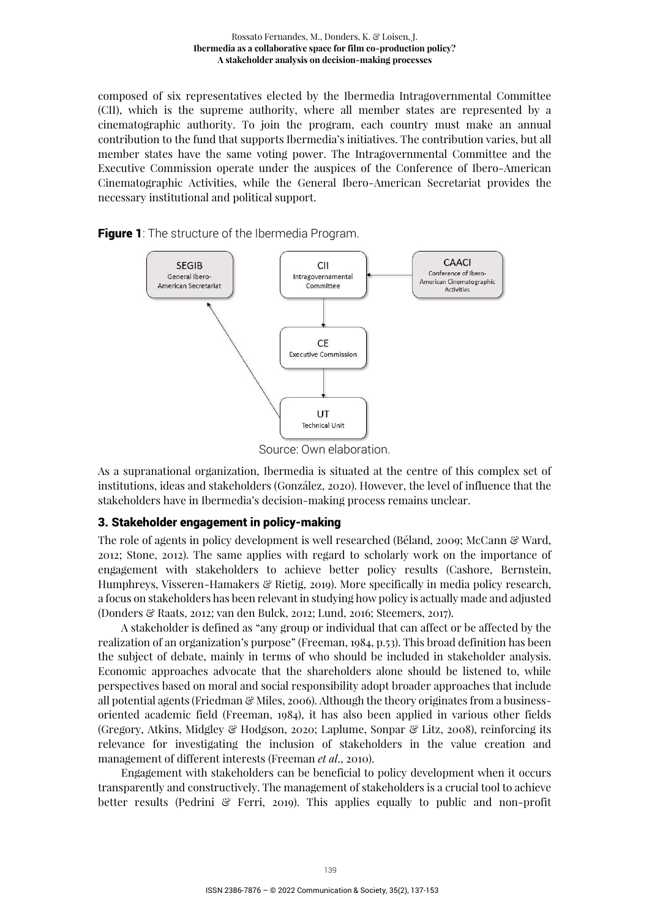composed of six representatives elected by the Ibermedia Intragovernmental Committee (CII), which is the supreme authority, where all member states are represented by a cinematographic authority. To join the program, each country must make an annual contribution to the fund that supports Ibermedia's initiatives. The contribution varies, but all member states have the same voting power. The Intragovernmental Committee and the Executive Commission operate under the auspices of the Conference of Ibero-American Cinematographic Activities, while the General Ibero-American Secretariat provides the necessary institutional and political support.

**Figure 1**: The structure of the Ibermedia Program.

Source: Own elaboration.

As a supranational organization, Ibermedia is situated at the centre of this complex set of institutions, ideas and stakeholders (González, 2020). However, the level of influence that the stakeholders have in Ibermedia's decision-making process remains unclear.

## 3. Stakeholder engagement in policy-making

The role of agents in policy development is well researched (Béland, 2009; McCann & Ward, 2012; Stone, 2012). The same applies with regard to scholarly work on the importance of engagement with stakeholders to achieve better policy results (Cashore, Bernstein, Humphreys, Visseren-Hamakers & Rietig, 2019). More specifically in media policy research, a focus on stakeholders has been relevant in studying how policy is actually made and adjusted (Donders & Raats, 2012; van den Bulck, 2012; Lund, 2016; Steemers, 2017).

A stakeholder is defined as "any group or individual that can affect or be affected by the realization of an organization's purpose" (Freeman, 1984, p.53). This broad definition has been the subject of debate, mainly in terms of who should be included in stakeholder analysis. Economic approaches advocate that the shareholders alone should be listened to, while perspectives based on moral and social responsibility adopt broader approaches that include all potential agents (Friedman & Miles, 2006). Although the theory originates from a business-oriented academic field (Freeman, 1984), it has also been applied in various other fields (Gregory, Atkins, Midgley & Hodgson, 2020; Laplume, Sonpar & Litz, 2008), reinforcing its relevance for investigating the inclusion of stakeholders in the value creation and management of different interests (Freeman *et al*., 2010).

Engagement with stakeholders can be beneficial to policy development when it occurs transparently and constructively. The management of stakeholders is a crucial tool to achieve better results (Pedrini & Ferri, 2019). This applies equally to public and non-profit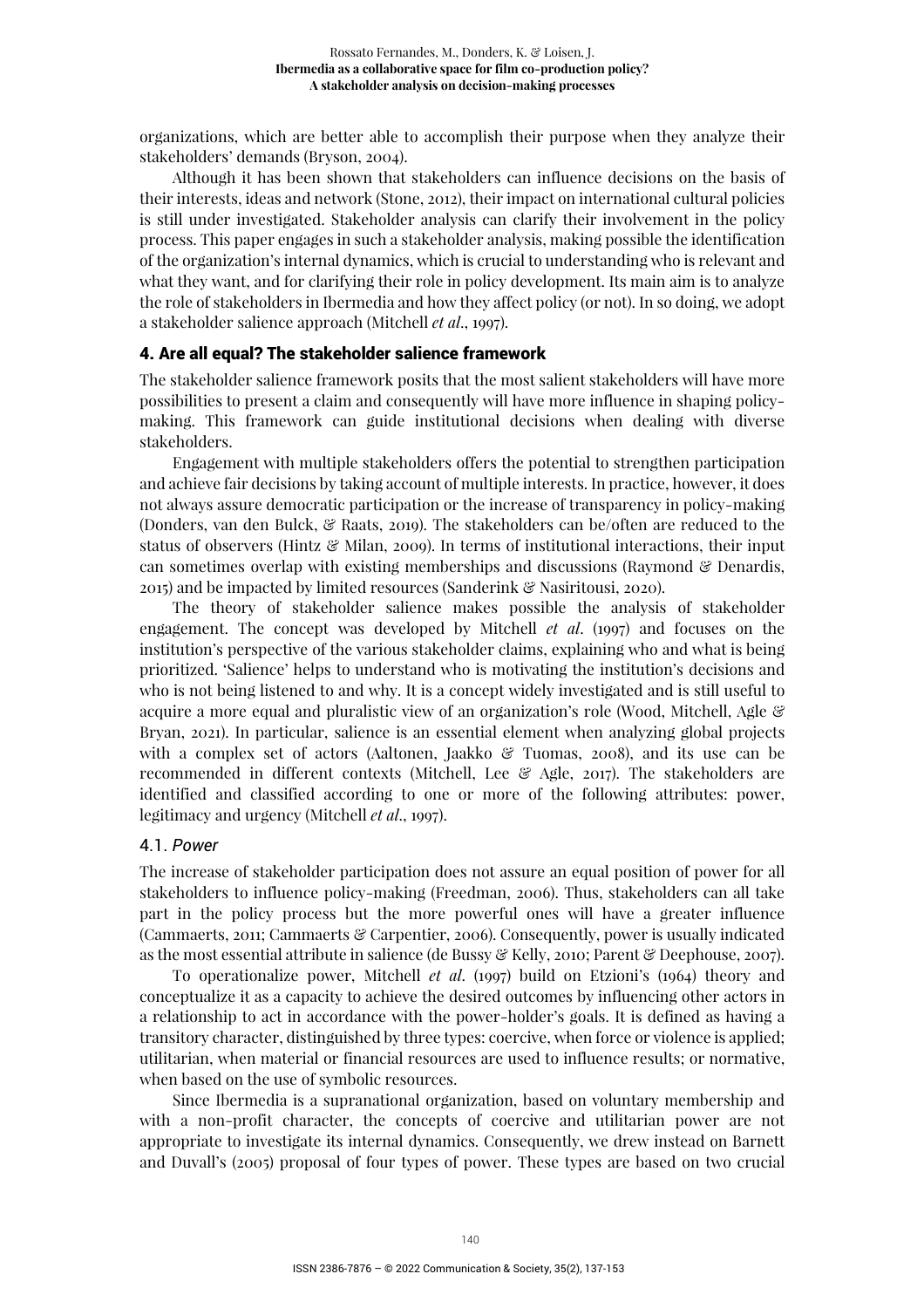organizations, which are better able to accomplish their purpose when they analyze their stakeholders' demands (Bryson, 2004).

Although it has been shown that stakeholders can influence decisions on the basis of their interests, ideas and network (Stone, 2012), their impact on international cultural policies is still under investigated. Stakeholder analysis can clarify their involvement in the policy process. This paper engages in such a stakeholder analysis, making possible the identification of the organization's internal dynamics, which is crucial to understanding who is relevant and what they want, and for clarifying their role in policy development. Its main aim is to analyze the role of stakeholders in Ibermedia and how they affect policy (or not). In so doing, we adopt a stakeholder salience approach (Mitchell *et al*., 1997).

## 4. Are all equal? The stakeholder salience framework

The stakeholder salience framework posits that the most salient stakeholders will have more possibilities to present a claim and consequently will have more influence in shaping policy-making. This framework can guide institutional decisions when dealing with diverse stakeholders.

Engagement with multiple stakeholders offers the potential to strengthen participation and achieve fair decisions by taking account of multiple interests. In practice, however, it does not always assure democratic participation or the increase of transparency in policy-making (Donders, van den Bulck, & Raats, 2019). The stakeholders can be/often are reduced to the status of observers (Hintz & Milan, 2009). In terms of institutional interactions, their input can sometimes overlap with existing memberships and discussions (Raymond & Denardis, 2015) and be impacted by limited resources (Sanderink & Nasiritousi, 2020).

The theory of stakeholder salience makes possible the analysis of stakeholder engagement. The concept was developed by Mitchell *et al*. (1997) and focuses on the institution's perspective of the various stakeholder claims, explaining who and what is being prioritized. 'Salience' helps to understand who is motivating the institution's decisions and who is not being listened to and why. It is a concept widely investigated and is still useful to acquire a more equal and pluralistic view of an organization's role (Wood, Mitchell, Agle & Bryan, 2021). In particular, salience is an essential element when analyzing global projects with a complex set of actors (Aaltonen, Jaakko & Tuomas, 2008), and its use can be recommended in different contexts (Mitchell, Lee & Agle, 2017). The stakeholders are identified and classified according to one or more of the following attributes: power, legitimacy and urgency (Mitchell *et al*., 1997).

### 4.1. *Power*

The increase of stakeholder participation does not assure an equal position of power for all stakeholders to influence policy-making (Freedman, 2006). Thus, stakeholders can all take part in the policy process but the more powerful ones will have a greater influence (Cammaerts, 2011; Cammaerts & Carpentier, 2006). Consequently, power is usually indicated as the most essential attribute in salience (de Bussy & Kelly, 2010; Parent & Deephouse, 2007).

To operationalize power, Mitchell *et al*. (1997) build on Etzioni's (1964) theory and conceptualize it as a capacity to achieve the desired outcomes by influencing other actors in a relationship to act in accordance with the power-holder's goals. It is defined as having a transitory character, distinguished by three types: coercive, when force or violence is applied; utilitarian, when material or financial resources are used to influence results; or normative, when based on the use of symbolic resources.

Since Ibermedia is a supranational organization, based on voluntary membership and with a non-profit character, the concepts of coercive and utilitarian power are not appropriate to investigate its internal dynamics. Consequently, we drew instead on Barnett and Duvall's (2005) proposal of four types of power. These types are based on two crucial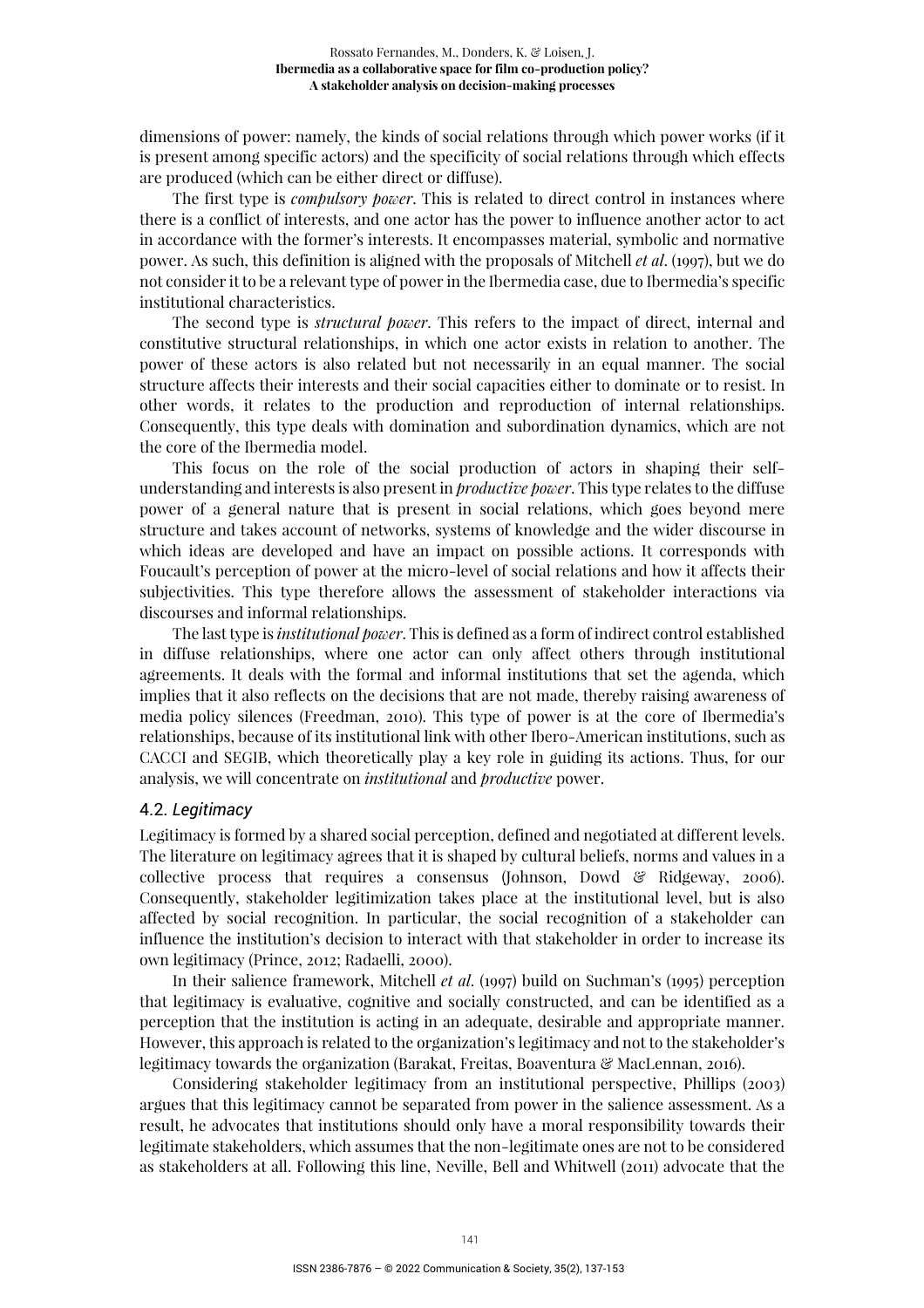dimensions of power: namely, the kinds of social relations through which power works (if it is present among specific actors) and the specificity of social relations through which effects are produced (which can be either direct or diffuse).

The first type is *compulsory power*. This is related to direct control in instances where there is a conflict of interests, and one actor has the power to influence another actor to act in accordance with the former's interests. It encompasses material, symbolic and normative power. As such, this definition is aligned with the proposals of Mitchell *et al*. (1997), but we do not consider it to be a relevant type of power in the Ibermedia case, due to Ibermedia's specific institutional characteristics.

The second type is *structural power*. This refers to the impact of direct, internal and constitutive structural relationships, in which one actor exists in relation to another. The power of these actors is also related but not necessarily in an equal manner. The social structure affects their interests and their social capacities either to dominate or to resist. In other words, it relates to the production and reproduction of internal relationships. Consequently, this type deals with domination and subordination dynamics, which are not the core of the Ibermedia model.

This focus on the role of the social production of actors in shaping their self-understanding and interests is also present in *productive power*. This type relates to the diffuse power of a general nature that is present in social relations, which goes beyond mere structure and takes account of networks, systems of knowledge and the wider discourse in which ideas are developed and have an impact on possible actions. It corresponds with Foucault's perception of power at the micro-level of social relations and how it affects their subjectivities. This type therefore allows the assessment of stakeholder interactions via discourses and informal relationships.

The last type is *institutional power*. This is defined as a form of indirect control established in diffuse relationships, where one actor can only affect others through institutional agreements. It deals with the formal and informal institutions that set the agenda, which implies that it also reflects on the decisions that are not made, thereby raising awareness of media policy silences (Freedman, 2010). This type of power is at the core of Ibermedia's relationships, because of its institutional link with other Ibero-American institutions, such as CACCI and SEGIB, which theoretically play a key role in guiding its actions. Thus, for our analysis, we will concentrate on *institutional* and *productive* power.

### 4.2. *Legitimacy*

Legitimacy is formed by a shared social perception, defined and negotiated at different levels. The literature on legitimacy agrees that it is shaped by cultural beliefs, norms and values in a collective process that requires a consensus (Johnson, Dowd & Ridgeway, 2006). Consequently, stakeholder legitimization takes place at the institutional level, but is also affected by social recognition. In particular, the social recognition of a stakeholder can influence the institution's decision to interact with that stakeholder in order to increase its own legitimacy (Prince, 2012; Radaelli, 2000).

In their salience framework, Mitchell *et al*. (1997) build on Suchman's (1995) perception that legitimacy is evaluative, cognitive and socially constructed, and can be identified as a perception that the institution is acting in an adequate, desirable and appropriate manner. However, this approach is related to the organization's legitimacy and not to the stakeholder's legitimacy towards the organization (Barakat, Freitas, Boaventura & MacLennan, 2016).

Considering stakeholder legitimacy from an institutional perspective, Phillips (2003) argues that this legitimacy cannot be separated from power in the salience assessment. As a result, he advocates that institutions should only have a moral responsibility towards their legitimate stakeholders, which assumes that the non-legitimate ones are not to be considered as stakeholders at all. Following this line, Neville, Bell and Whitwell (2011) advocate that the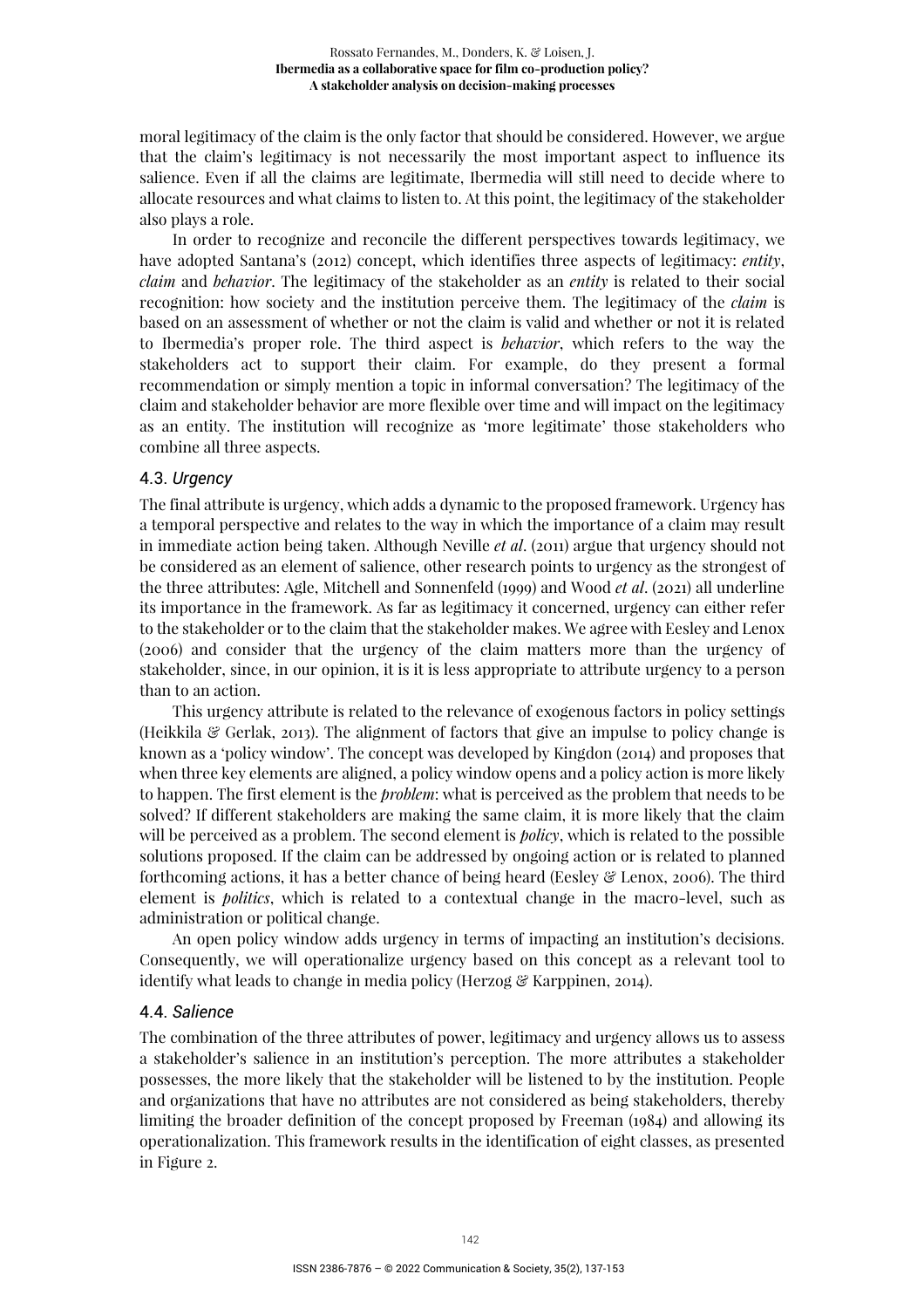moral legitimacy of the claim is the only factor that should be considered. However, we argue that the claim's legitimacy is not necessarily the most important aspect to influence its salience. Even if all the claims are legitimate, Ibermedia will still need to decide where to allocate resources and what claims to listen to. At this point, the legitimacy of the stakeholder also plays a role.

In order to recognize and reconcile the different perspectives towards legitimacy, we have adopted Santana's (2012) concept, which identifies three aspects of legitimacy: *entity*, *claim* and *behavior*. The legitimacy of the stakeholder as an *entity* is related to their social recognition: how society and the institution perceive them. The legitimacy of the *claim* is based on an assessment of whether or not the claim is valid and whether or not it is related to Ibermedia's proper role. The third aspect is *behavior*, which refers to the way the stakeholders act to support their claim. For example, do they present a formal recommendation or simply mention a topic in informal conversation? The legitimacy of the claim and stakeholder behavior are more flexible over time and will impact on the legitimacy as an entity. The institution will recognize as 'more legitimate' those stakeholders who combine all three aspects.

### 4.3. *Urgency*

The final attribute is urgency, which adds a dynamic to the proposed framework. Urgency has a temporal perspective and relates to the way in which the importance of a claim may result in immediate action being taken. Although Neville *et al*. (2011) argue that urgency should not be considered as an element of salience, other research points to urgency as the strongest of the three attributes: Agle, Mitchell and Sonnenfeld (1999) and Wood *et al*. (2021) all underline its importance in the framework. As far as legitimacy it concerned, urgency can either refer to the stakeholder or to the claim that the stakeholder makes. We agree with Eesley and Lenox (2006) and consider that the urgency of the claim matters more than the urgency of stakeholder, since, in our opinion, it is it is less appropriate to attribute urgency to a person than to an action.

This urgency attribute is related to the relevance of exogenous factors in policy settings (Heikkila & Gerlak, 2013). The alignment of factors that give an impulse to policy change is known as a 'policy window'. The concept was developed by Kingdon (2014) and proposes that when three key elements are aligned, a policy window opens and a policy action is more likely to happen. The first element is the *problem*: what is perceived as the problem that needs to be solved? If different stakeholders are making the same claim, it is more likely that the claim will be perceived as a problem. The second element is *policy*, which is related to the possible solutions proposed. If the claim can be addressed by ongoing action or is related to planned forthcoming actions, it has a better chance of being heard (Eesley & Lenox, 2006). The third element is *politics*, which is related to a contextual change in the macro-level, such as administration or political change.

An open policy window adds urgency in terms of impacting an institution's decisions. Consequently, we will operationalize urgency based on this concept as a relevant tool to identify what leads to change in media policy (Herzog & Karppinen, 2014).

### 4.4. *Salience*

The combination of the three attributes of power, legitimacy and urgency allows us to assess a stakeholder's salience in an institution's perception. The more attributes a stakeholder possesses, the more likely that the stakeholder will be listened to by the institution. People and organizations that have no attributes are not considered as being stakeholders, thereby limiting the broader definition of the concept proposed by Freeman (1984) and allowing its operationalization. This framework results in the identification of eight classes, as presented in Figure 2.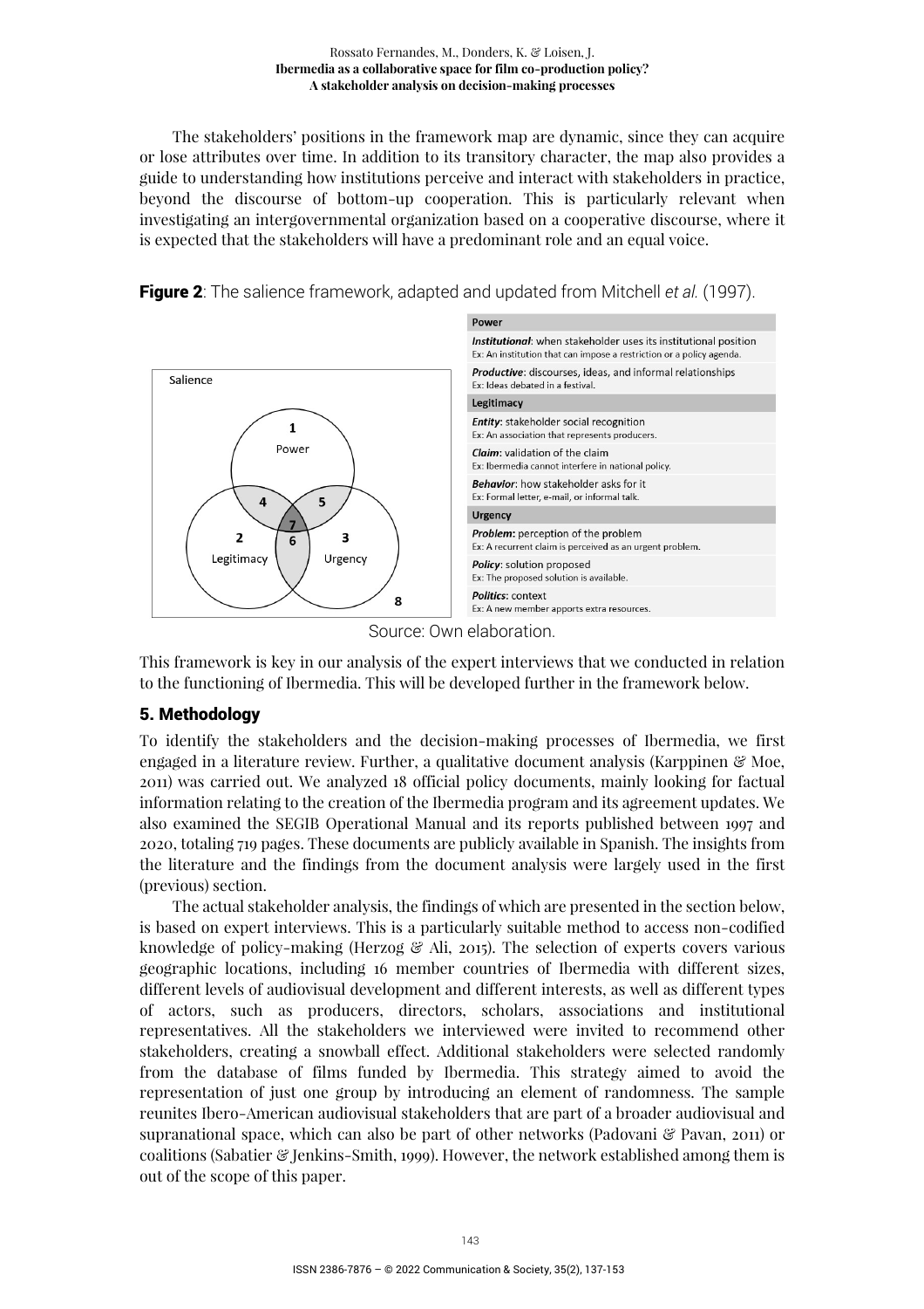The stakeholders' positions in the framework map are dynamic, since they can acquire or lose attributes over time. In addition to its transitory character, the map also provides a guide to understanding how institutions perceive and interact with stakeholders in practice, beyond the discourse of bottom-up cooperation. This is particularly relevant when investigating an intergovernmental organization based on a cooperative discourse, where it is expected that the stakeholders will have a predominant role and an equal voice.

**Figure 2**: The salience framework, adapted and updated from Mitchell *et al.* (1997).

| Power |
|---|
| ***Institutional***: when stakeholder uses its institutional position<br>Ex: An institution that can impose a restriction or a policy agenda. |
| ***Productive***: discourses, ideas, and informal relationships<br>Ex: Ideas debated in a festival. |
| **Legitimacy** |
| ***Entity***: stakeholder social recognition<br>Ex: An association that represents producers. |
| ***Claim***: validation of the claim<br>Ex: Ibermedia cannot interfere in national policy. |
| ***Behavior***: how stakeholder asks for it<br>Ex: Formal letter, e-mail, or informal talk. |
| **Urgency** |
| ***Problem***: perception of the problem<br>Ex: A recurrent claim is perceived as an urgent problem. |
| ***Policy***: solution proposed<br>Ex: The proposed solution is available. |
| ***Politics***: context<br>Ex: A new member apports extra resources. |

Source: Own elaboration.

This framework is key in our analysis of the expert interviews that we conducted in relation to the functioning of Ibermedia. This will be developed further in the framework below.

## 5. Methodology

To identify the stakeholders and the decision-making processes of Ibermedia, we first engaged in a literature review. Further, a qualitative document analysis (Karppinen & Moe, 2011) was carried out. We analyzed 18 official policy documents, mainly looking for factual information relating to the creation of the Ibermedia program and its agreement updates. We also examined the SEGIB Operational Manual and its reports published between 1997 and 2020, totaling 719 pages. These documents are publicly available in Spanish. The insights from the literature and the findings from the document analysis were largely used in the first (previous) section.

The actual stakeholder analysis, the findings of which are presented in the section below, is based on expert interviews. This is a particularly suitable method to access non-codified knowledge of policy-making (Herzog & Ali, 2015). The selection of experts covers various geographic locations, including 16 member countries of Ibermedia with different sizes, different levels of audiovisual development and different interests, as well as different types of actors, such as producers, directors, scholars, associations and institutional representatives. All the stakeholders we interviewed were invited to recommend other stakeholders, creating a snowball effect. Additional stakeholders were selected randomly from the database of films funded by Ibermedia. This strategy aimed to avoid the representation of just one group by introducing an element of randomness. The sample reunites Ibero-American audiovisual stakeholders that are part of a broader audiovisual and supranational space, which can also be part of other networks (Padovani & Pavan, 2011) or coalitions (Sabatier & Jenkins-Smith, 1999). However, the network established among them is out of the scope of this paper.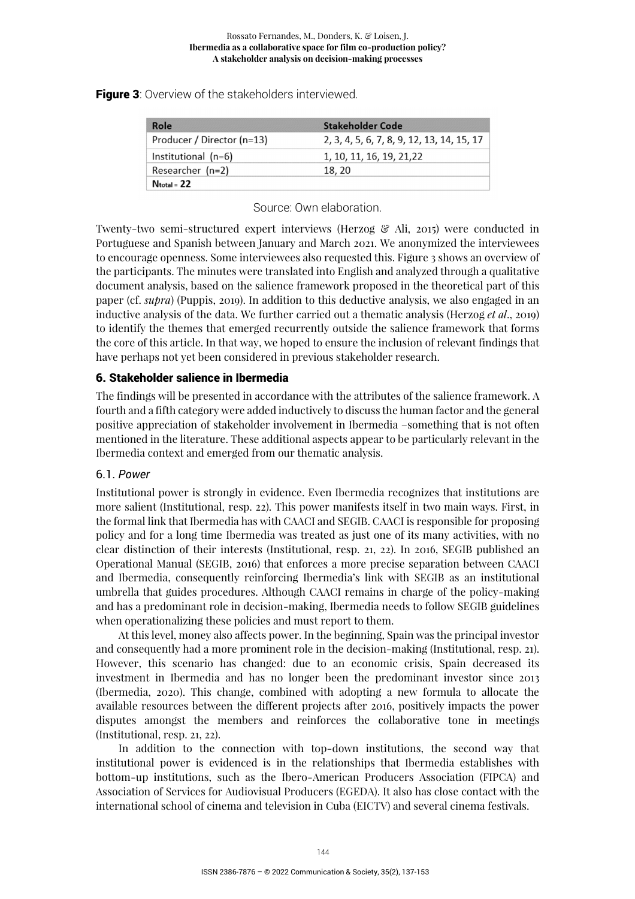**Figure 3**: Overview of the stakeholders interviewed.

| Role | Stakeholder Code |
|---|---|
| Producer / Director (n=13) | 2, 3, 4, 5, 6, 7, 8, 9, 12, 13, 14, 15, 17 |
| Institutional (n=6) | 1, 10, 11, 16, 19, 21,22 |
| Researcher (n=2) | 18, 20 |
| $N_{total}$ = 22 | |

Source: Own elaboration.

Twenty-two semi-structured expert interviews (Herzog & Ali, 2015) were conducted in Portuguese and Spanish between January and March 2021. We anonymized the interviewees to encourage openness. Some interviewees also requested this. Figure 3 shows an overview of the participants. The minutes were translated into English and analyzed through a qualitative document analysis, based on the salience framework proposed in the theoretical part of this paper (cf. *supra*) (Puppis, 2019). In addition to this deductive analysis, we also engaged in an inductive analysis of the data. We further carried out a thematic analysis (Herzog *et al*., 2019) to identify the themes that emerged recurrently outside the salience framework that forms the core of this article. In that way, we hoped to ensure the inclusion of relevant findings that have perhaps not yet been considered in previous stakeholder research.

## 6. Stakeholder salience in Ibermedia

The findings will be presented in accordance with the attributes of the salience framework. A fourth and a fifth category were added inductively to discuss the human factor and the general positive appreciation of stakeholder involvement in Ibermedia –something that is not often mentioned in the literature. These additional aspects appear to be particularly relevant in the Ibermedia context and emerged from our thematic analysis.

### 6.1. *Power*

Institutional power is strongly in evidence. Even Ibermedia recognizes that institutions are more salient (Institutional, resp. 22). This power manifests itself in two main ways. First, in the formal link that Ibermedia has with CAACI and SEGIB. CAACI is responsible for proposing policy and for a long time Ibermedia was treated as just one of its many activities, with no clear distinction of their interests (Institutional, resp. 21, 22). In 2016, SEGIB published an Operational Manual (SEGIB, 2016) that enforces a more precise separation between CAACI and Ibermedia, consequently reinforcing Ibermedia's link with SEGIB as an institutional umbrella that guides procedures. Although CAACI remains in charge of the policy-making and has a predominant role in decision-making, Ibermedia needs to follow SEGIB guidelines when operationalizing these policies and must report to them.

At this level, money also affects power. In the beginning, Spain was the principal investor and consequently had a more prominent role in the decision-making (Institutional, resp. 21). However, this scenario has changed: due to an economic crisis, Spain decreased its investment in Ibermedia and has no longer been the predominant investor since 2013 (Ibermedia, 2020). This change, combined with adopting a new formula to allocate the available resources between the different projects after 2016, positively impacts the power disputes amongst the members and reinforces the collaborative tone in meetings (Institutional, resp. 21, 22).

In addition to the connection with top-down institutions, the second way that institutional power is evidenced is in the relationships that Ibermedia establishes with bottom-up institutions, such as the Ibero-American Producers Association (FIPCA) and Association of Services for Audiovisual Producers (EGEDA). It also has close contact with the international school of cinema and television in Cuba (EICTV) and several cinema festivals.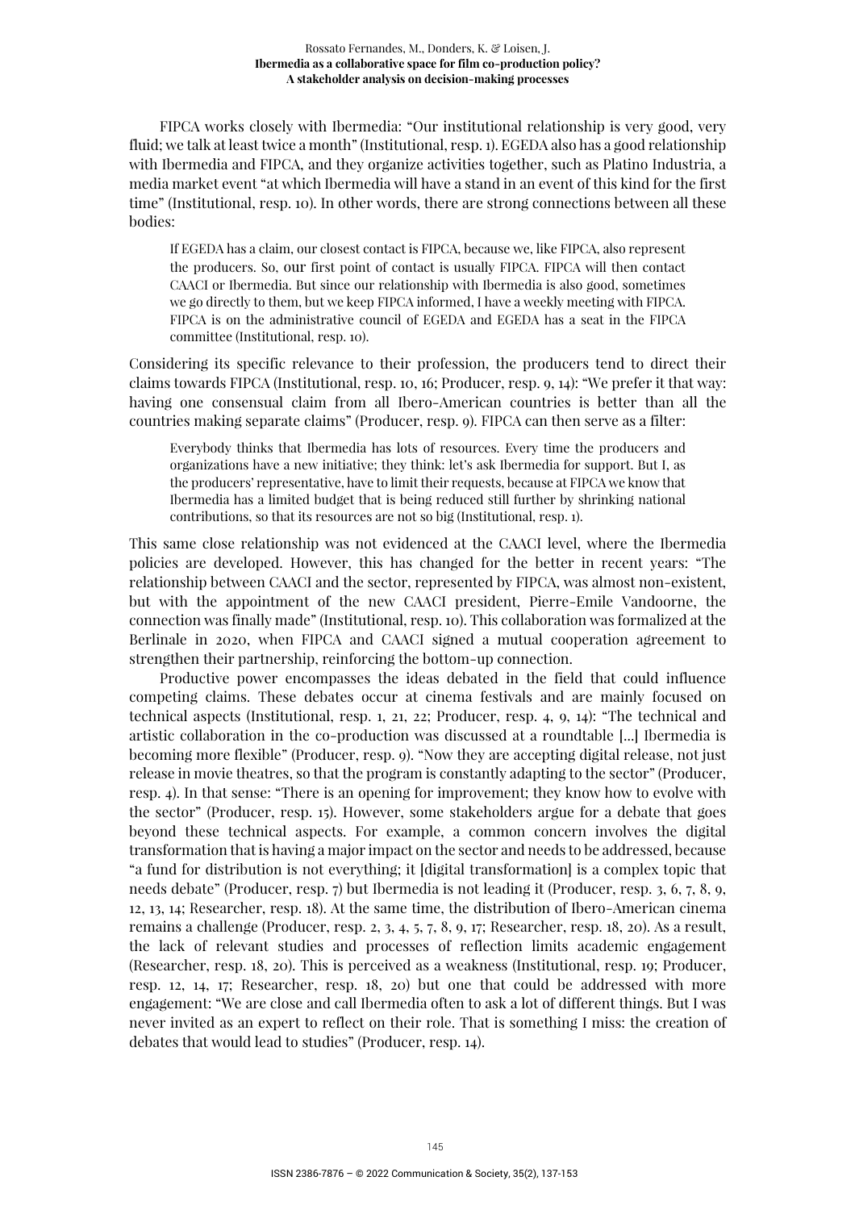FIPCA works closely with Ibermedia: "Our institutional relationship is very good, very fluid; we talk at least twice a month" (Institutional, resp. 1). EGEDA also has a good relationship with Ibermedia and FIPCA, and they organize activities together, such as Platino Industria, a media market event "at which Ibermedia will have a stand in an event of this kind for the first time" (Institutional, resp. 10). In other words, there are strong connections between all these bodies:

> If EGEDA has a claim, our closest contact is FIPCA, because we, like FIPCA, also represent the producers. So, our first point of contact is usually FIPCA. FIPCA will then contact CAACI or Ibermedia. But since our relationship with Ibermedia is also good, sometimes we go directly to them, but we keep FIPCA informed, I have a weekly meeting with FIPCA. FIPCA is on the administrative council of EGEDA and EGEDA has a seat in the FIPCA committee (Institutional, resp. 10).

Considering its specific relevance to their profession, the producers tend to direct their claims towards FIPCA (Institutional, resp. 10, 16; Producer, resp. 9, 14): "We prefer it that way: having one consensual claim from all Ibero-American countries is better than all the countries making separate claims" (Producer, resp. 9). FIPCA can then serve as a filter:

> Everybody thinks that Ibermedia has lots of resources. Every time the producers and organizations have a new initiative; they think: let's ask Ibermedia for support. But I, as the producers' representative, have to limit their requests, because at FIPCA we know that Ibermedia has a limited budget that is being reduced still further by shrinking national contributions, so that its resources are not so big (Institutional, resp. 1).

This same close relationship was not evidenced at the CAACI level, where the Ibermedia policies are developed. However, this has changed for the better in recent years: "The relationship between CAACI and the sector, represented by FIPCA, was almost non-existent, but with the appointment of the new CAACI president, Pierre-Emile Vandoorne, the connection was finally made" (Institutional, resp. 10). This collaboration was formalized at the Berlinale in 2020, when FIPCA and CAACI signed a mutual cooperation agreement to strengthen their partnership, reinforcing the bottom-up connection.

Productive power encompasses the ideas debated in the field that could influence competing claims. These debates occur at cinema festivals and are mainly focused on technical aspects (Institutional, resp. 1, 21, 22; Producer, resp. 4, 9, 14): "The technical and artistic collaboration in the co-production was discussed at a roundtable [...] Ibermedia is becoming more flexible" (Producer, resp. 9). "Now they are accepting digital release, not just release in movie theatres, so that the program is constantly adapting to the sector" (Producer, resp. 4). In that sense: "There is an opening for improvement; they know how to evolve with the sector" (Producer, resp. 15). However, some stakeholders argue for a debate that goes beyond these technical aspects. For example, a common concern involves the digital transformation that is having a major impact on the sector and needs to be addressed, because "a fund for distribution is not everything; it [digital transformation] is a complex topic that needs debate" (Producer, resp. 7) but Ibermedia is not leading it (Producer, resp. 3, 6, 7, 8, 9, 12, 13, 14; Researcher, resp. 18). At the same time, the distribution of Ibero-American cinema remains a challenge (Producer, resp. 2, 3, 4, 5, 7, 8, 9, 17; Researcher, resp. 18, 20). As a result, the lack of relevant studies and processes of reflection limits academic engagement (Researcher, resp. 18, 20). This is perceived as a weakness (Institutional, resp. 19; Producer, resp. 12, 14, 17; Researcher, resp. 18, 20) but one that could be addressed with more engagement: "We are close and call Ibermedia often to ask a lot of different things. But I was never invited as an expert to reflect on their role. That is something I miss: the creation of debates that would lead to studies" (Producer, resp. 14).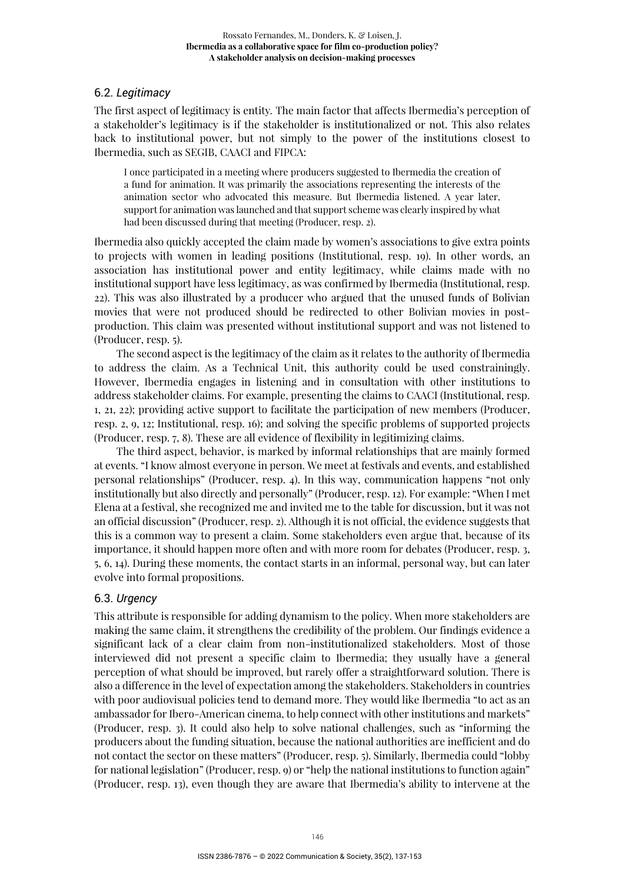### 6.2. *Legitimacy*

The first aspect of legitimacy is entity. The main factor that affects Ibermedia's perception of a stakeholder's legitimacy is if the stakeholder is institutionalized or not. This also relates back to institutional power, but not simply to the power of the institutions closest to Ibermedia, such as SEGIB, CAACI and FIPCA:

> I once participated in a meeting where producers suggested to Ibermedia the creation of a fund for animation. It was primarily the associations representing the interests of the animation sector who advocated this measure. But Ibermedia listened. A year later, support for animation was launched and that support scheme was clearly inspired by what had been discussed during that meeting (Producer, resp. 2).

Ibermedia also quickly accepted the claim made by women's associations to give extra points to projects with women in leading positions (Institutional, resp. 19). In other words, an association has institutional power and entity legitimacy, while claims made with no institutional support have less legitimacy, as was confirmed by Ibermedia (Institutional, resp. 22). This was also illustrated by a producer who argued that the unused funds of Bolivian movies that were not produced should be redirected to other Bolivian movies in post-production. This claim was presented without institutional support and was not listened to (Producer, resp. 5).

The second aspect is the legitimacy of the claim as it relates to the authority of Ibermedia to address the claim. As a Technical Unit, this authority could be used constrainingly. However, Ibermedia engages in listening and in consultation with other institutions to address stakeholder claims. For example, presenting the claims to CAACI (Institutional, resp. 1, 21, 22); providing active support to facilitate the participation of new members (Producer, resp. 2, 9, 12; Institutional, resp. 16); and solving the specific problems of supported projects (Producer, resp. 7, 8). These are all evidence of flexibility in legitimizing claims.

The third aspect, behavior, is marked by informal relationships that are mainly formed at events. "I know almost everyone in person. We meet at festivals and events, and established personal relationships" (Producer, resp. 4). In this way, communication happens "not only institutionally but also directly and personally" (Producer, resp. 12). For example: "When I met Elena at a festival, she recognized me and invited me to the table for discussion, but it was not an official discussion" (Producer, resp. 2). Although it is not official, the evidence suggests that this is a common way to present a claim. Some stakeholders even argue that, because of its importance, it should happen more often and with more room for debates (Producer, resp. 3, 5, 6, 14). During these moments, the contact starts in an informal, personal way, but can later evolve into formal propositions.

### 6.3. *Urgency*

This attribute is responsible for adding dynamism to the policy. When more stakeholders are making the same claim, it strengthens the credibility of the problem. Our findings evidence a significant lack of a clear claim from non-institutionalized stakeholders. Most of those interviewed did not present a specific claim to Ibermedia; they usually have a general perception of what should be improved, but rarely offer a straightforward solution. There is also a difference in the level of expectation among the stakeholders. Stakeholders in countries with poor audiovisual policies tend to demand more. They would like Ibermedia "to act as an ambassador for Ibero-American cinema, to help connect with other institutions and markets" (Producer, resp. 3). It could also help to solve national challenges, such as "informing the producers about the funding situation, because the national authorities are inefficient and do not contact the sector on these matters" (Producer, resp. 5). Similarly, Ibermedia could "lobby for national legislation" (Producer, resp. 9) or "help the national institutions to function again" (Producer, resp. 13), even though they are aware that Ibermedia's ability to intervene at the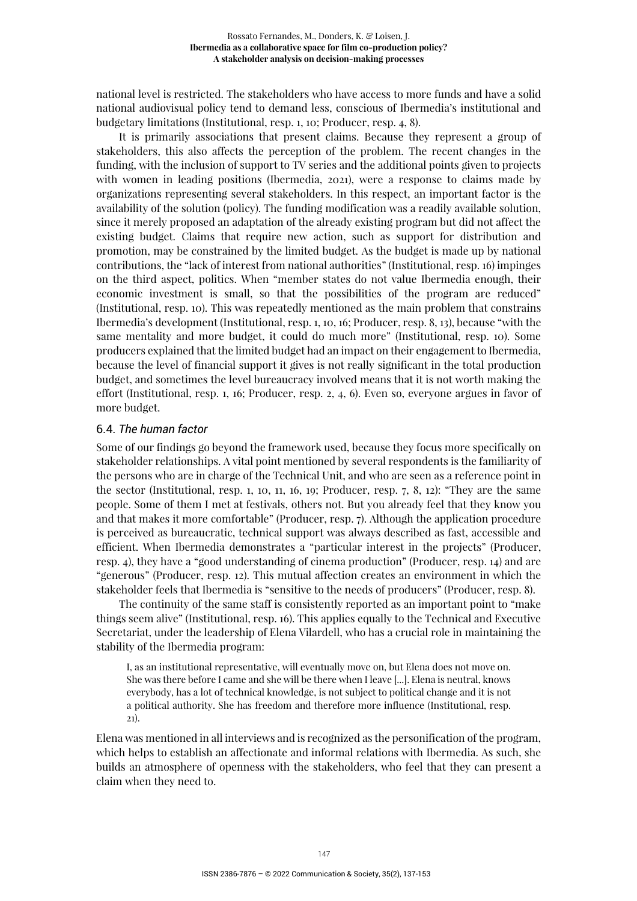national level is restricted. The stakeholders who have access to more funds and have a solid national audiovisual policy tend to demand less, conscious of Ibermedia's institutional and budgetary limitations (Institutional, resp. 1, 10; Producer, resp. 4, 8).

It is primarily associations that present claims. Because they represent a group of stakeholders, this also affects the perception of the problem. The recent changes in the funding, with the inclusion of support to TV series and the additional points given to projects with women in leading positions (Ibermedia, 2021), were a response to claims made by organizations representing several stakeholders. In this respect, an important factor is the availability of the solution (policy). The funding modification was a readily available solution, since it merely proposed an adaptation of the already existing program but did not affect the existing budget. Claims that require new action, such as support for distribution and promotion, may be constrained by the limited budget. As the budget is made up by national contributions, the "lack of interest from national authorities" (Institutional, resp. 16) impinges on the third aspect, politics. When "member states do not value Ibermedia enough, their economic investment is small, so that the possibilities of the program are reduced" (Institutional, resp. 10). This was repeatedly mentioned as the main problem that constrains Ibermedia's development (Institutional, resp. 1, 10, 16; Producer, resp. 8, 13), because "with the same mentality and more budget, it could do much more" (Institutional, resp. 10). Some producers explained that the limited budget had an impact on their engagement to Ibermedia, because the level of financial support it gives is not really significant in the total production budget, and sometimes the level bureaucracy involved means that it is not worth making the effort (Institutional, resp. 1, 16; Producer, resp. 2, 4, 6). Even so, everyone argues in favor of more budget.

### 6.4. *The human factor*

Some of our findings go beyond the framework used, because they focus more specifically on stakeholder relationships. A vital point mentioned by several respondents is the familiarity of the persons who are in charge of the Technical Unit, and who are seen as a reference point in the sector (Institutional, resp. 1, 10, 11, 16, 19; Producer, resp. 7, 8, 12): "They are the same people. Some of them I met at festivals, others not. But you already feel that they know you and that makes it more comfortable" (Producer, resp. 7). Although the application procedure is perceived as bureaucratic, technical support was always described as fast, accessible and efficient. When Ibermedia demonstrates a "particular interest in the projects" (Producer, resp. 4), they have a "good understanding of cinema production" (Producer, resp. 14) and are "generous" (Producer, resp. 12). This mutual affection creates an environment in which the stakeholder feels that Ibermedia is "sensitive to the needs of producers" (Producer, resp. 8).

The continuity of the same staff is consistently reported as an important point to "make things seem alive" (Institutional, resp. 16). This applies equally to the Technical and Executive Secretariat, under the leadership of Elena Vilardell, who has a crucial role in maintaining the stability of the Ibermedia program:

> I, as an institutional representative, will eventually move on, but Elena does not move on. She was there before I came and she will be there when I leave [...]. Elena is neutral, knows everybody, has a lot of technical knowledge, is not subject to political change and it is not a political authority. She has freedom and therefore more influence (Institutional, resp. 21).

Elena was mentioned in all interviews and is recognized as the personification of the program, which helps to establish an affectionate and informal relations with Ibermedia. As such, she builds an atmosphere of openness with the stakeholders, who feel that they can present a claim when they need to.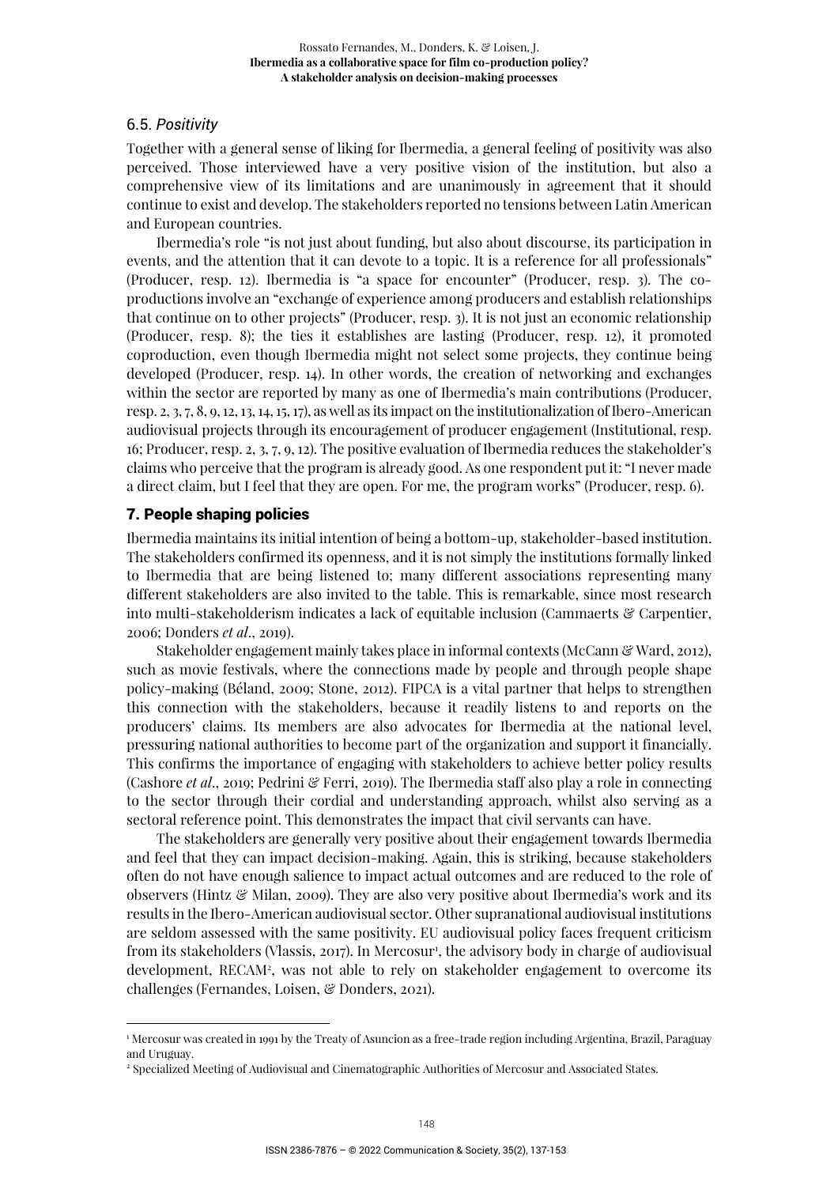### 6.5. *Positivity*

Together with a general sense of liking for Ibermedia, a general feeling of positivity was also perceived. Those interviewed have a very positive vision of the institution, but also a comprehensive view of its limitations and are unanimously in agreement that it should continue to exist and develop. The stakeholders reported no tensions between Latin American and European countries.

Ibermedia's role "is not just about funding, but also about discourse, its participation in events, and the attention that it can devote to a topic. It is a reference for all professionals" (Producer, resp. 12). Ibermedia is "a space for encounter" (Producer, resp. 3). The co-productions involve an "exchange of experience among producers and establish relationships that continue on to other projects" (Producer, resp. 3). It is not just an economic relationship (Producer, resp. 8); the ties it establishes are lasting (Producer, resp. 12), it promoted coproduction, even though Ibermedia might not select some projects, they continue being developed (Producer, resp. 14). In other words, the creation of networking and exchanges within the sector are reported by many as one of Ibermedia's main contributions (Producer, resp. 2, 3, 7, 8, 9, 12, 13, 14, 15, 17), as well as its impact on the institutionalization of Ibero-American audiovisual projects through its encouragement of producer engagement (Institutional, resp. 16; Producer, resp. 2, 3, 7, 9, 12). The positive evaluation of Ibermedia reduces the stakeholder's claims who perceive that the program is already good. As one respondent put it: "I never made a direct claim, but I feel that they are open. For me, the program works" (Producer, resp. 6).

## 7. People shaping policies

Ibermedia maintains its initial intention of being a bottom-up, stakeholder-based institution. The stakeholders confirmed its openness, and it is not simply the institutions formally linked to Ibermedia that are being listened to; many different associations representing many different stakeholders are also invited to the table. This is remarkable, since most research into multi-stakeholderism indicates a lack of equitable inclusion (Cammaerts & Carpentier, 2006; Donders *et al*., 2019).

Stakeholder engagement mainly takes place in informal contexts (McCann & Ward, 2012), such as movie festivals, where the connections made by people and through people shape policy-making (Béland, 2009; Stone, 2012). FIPCA is a vital partner that helps to strengthen this connection with the stakeholders, because it readily listens to and reports on the producers' claims. Its members are also advocates for Ibermedia at the national level, pressuring national authorities to become part of the organization and support it financially. This confirms the importance of engaging with stakeholders to achieve better policy results (Cashore *et al*., 2019; Pedrini & Ferri, 2019). The Ibermedia staff also play a role in connecting to the sector through their cordial and understanding approach, whilst also serving as a sectoral reference point. This demonstrates the impact that civil servants can have.

The stakeholders are generally very positive about their engagement towards Ibermedia and feel that they can impact decision-making. Again, this is striking, because stakeholders often do not have enough salience to impact actual outcomes and are reduced to the role of observers (Hintz & Milan, 2009). They are also very positive about Ibermedia's work and its results in the Ibero-American audiovisual sector. Other supranational audiovisual institutions are seldom assessed with the same positivity. EU audiovisual policy faces frequent criticism from its stakeholders (Vlassis, 2017). In Mercosur[1], the advisory body in charge of audiovisual development, RECAM[2], was not able to rely on stakeholder engagement to overcome its challenges (Fernandes, Loisen, & Donders, 2021).

---

[1] Mercosur was created in 1991 by the Treaty of Asuncion as a free-trade region including Argentina, Brazil, Paraguay and Uruguay.

[2] Specialized Meeting of Audiovisual and Cinematographic Authorities of Mercosur and Associated States.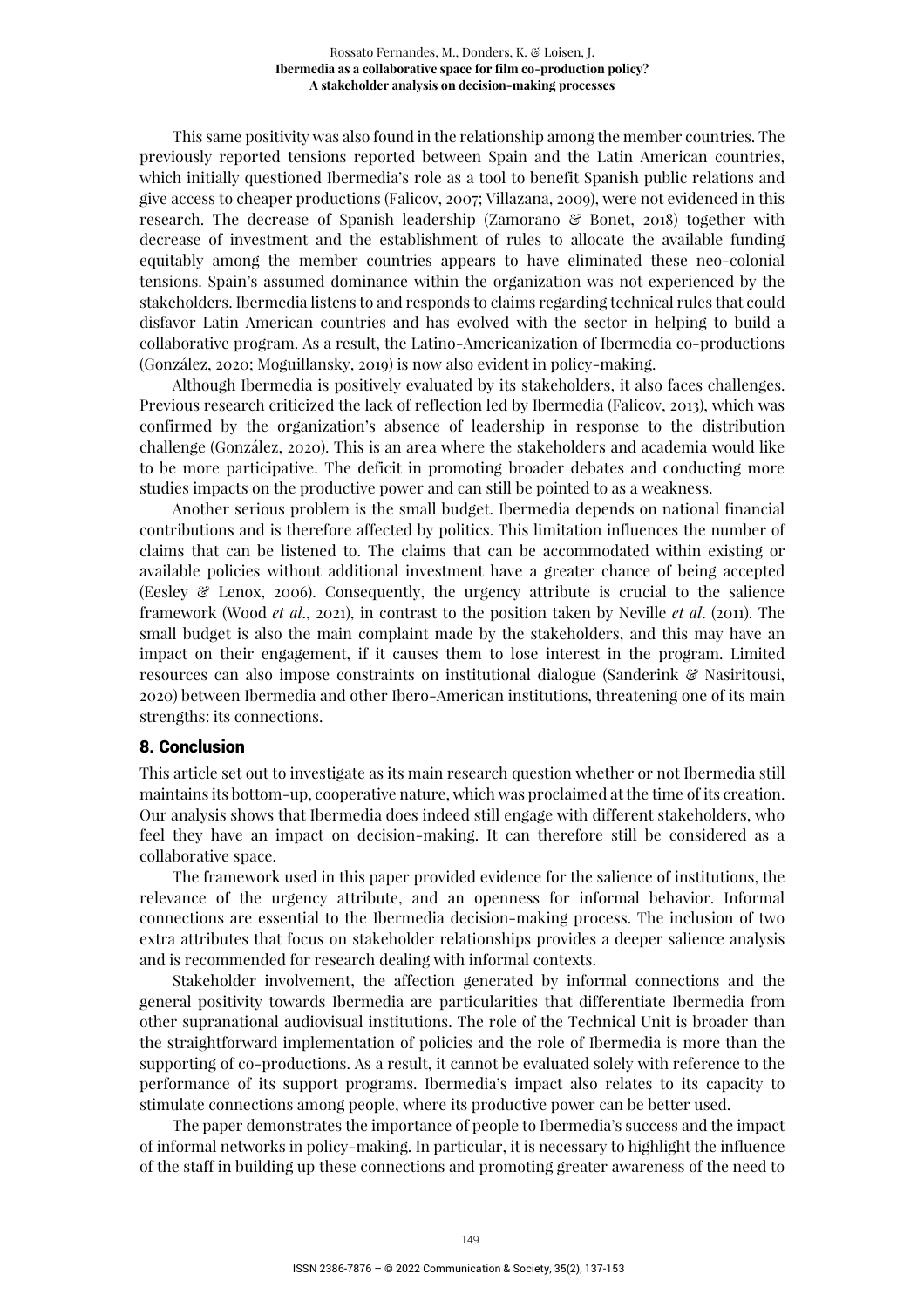This same positivity was also found in the relationship among the member countries. The previously reported tensions reported between Spain and the Latin American countries, which initially questioned Ibermedia's role as a tool to benefit Spanish public relations and give access to cheaper productions (Falicov, 2007; Villazana, 2009), were not evidenced in this research. The decrease of Spanish leadership (Zamorano & Bonet, 2018) together with decrease of investment and the establishment of rules to allocate the available funding equitably among the member countries appears to have eliminated these neo-colonial tensions. Spain's assumed dominance within the organization was not experienced by the stakeholders. Ibermedia listens to and responds to claims regarding technical rules that could disfavor Latin American countries and has evolved with the sector in helping to build a collaborative program. As a result, the Latino-Americanization of Ibermedia co-productions (González, 2020; Moguillansky, 2019) is now also evident in policy-making.

Although Ibermedia is positively evaluated by its stakeholders, it also faces challenges. Previous research criticized the lack of reflection led by Ibermedia (Falicov, 2013), which was confirmed by the organization's absence of leadership in response to the distribution challenge (González, 2020). This is an area where the stakeholders and academia would like to be more participative. The deficit in promoting broader debates and conducting more studies impacts on the productive power and can still be pointed to as a weakness.

Another serious problem is the small budget. Ibermedia depends on national financial contributions and is therefore affected by politics. This limitation influences the number of claims that can be listened to. The claims that can be accommodated within existing or available policies without additional investment have a greater chance of being accepted (Eesley & Lenox, 2006). Consequently, the urgency attribute is crucial to the salience framework (Wood *et al*., 2021), in contrast to the position taken by Neville *et al*. (2011). The small budget is also the main complaint made by the stakeholders, and this may have an impact on their engagement, if it causes them to lose interest in the program. Limited resources can also impose constraints on institutional dialogue (Sanderink & Nasiritousi, 2020) between Ibermedia and other Ibero-American institutions, threatening one of its main strengths: its connections.

## 8. Conclusion

This article set out to investigate as its main research question whether or not Ibermedia still maintains its bottom-up, cooperative nature, which was proclaimed at the time of its creation. Our analysis shows that Ibermedia does indeed still engage with different stakeholders, who feel they have an impact on decision-making. It can therefore still be considered as a collaborative space.

The framework used in this paper provided evidence for the salience of institutions, the relevance of the urgency attribute, and an openness for informal behavior. Informal connections are essential to the Ibermedia decision-making process. The inclusion of two extra attributes that focus on stakeholder relationships provides a deeper salience analysis and is recommended for research dealing with informal contexts.

Stakeholder involvement, the affection generated by informal connections and the general positivity towards Ibermedia are particularities that differentiate Ibermedia from other supranational audiovisual institutions. The role of the Technical Unit is broader than the straightforward implementation of policies and the role of Ibermedia is more than the supporting of co-productions. As a result, it cannot be evaluated solely with reference to the performance of its support programs. Ibermedia's impact also relates to its capacity to stimulate connections among people, where its productive power can be better used.

The paper demonstrates the importance of people to Ibermedia's success and the impact of informal networks in policy-making. In particular, it is necessary to highlight the influence of the staff in building up these connections and promoting greater awareness of the need to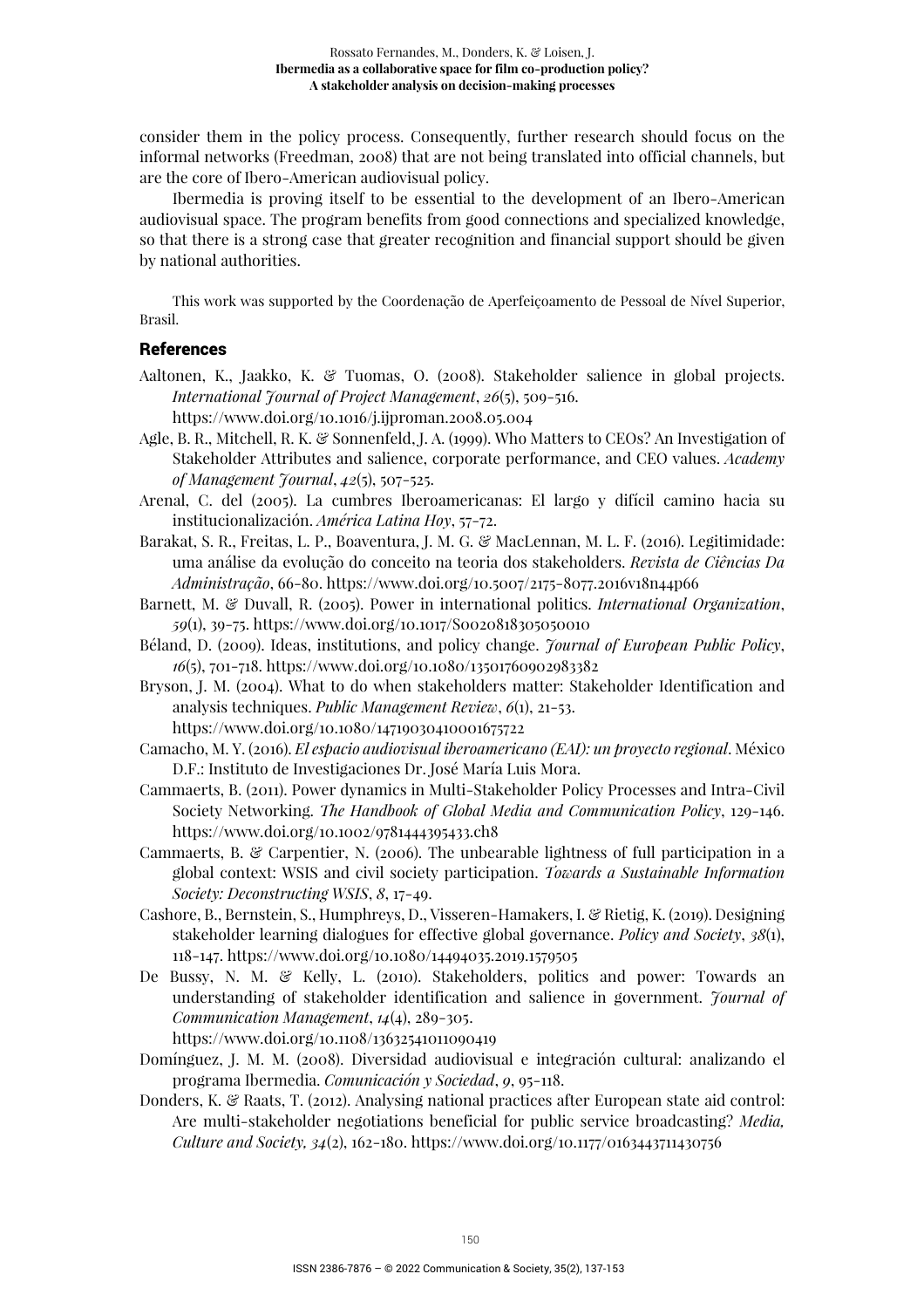consider them in the policy process. Consequently, further research should focus on the informal networks (Freedman, 2008) that are not being translated into official channels, but are the core of Ibero-American audiovisual policy.

Ibermedia is proving itself to be essential to the development of an Ibero-American audiovisual space. The program benefits from good connections and specialized knowledge, so that there is a strong case that greater recognition and financial support should be given by national authorities.

This work was supported by the Coordenação de Aperfeiçoamento de Pessoal de Nível Superior, Brasil.

## References

Aaltonen, K., Jaakko, K. & Tuomas, O. (2008). Stakeholder salience in global projects. *International Journal of Project Management*, *26*(5), 509-516. https://www.doi.org/10.1016/j.ijproman.2008.05.004

Agle, B. R., Mitchell, R. K. & Sonnenfeld, J. A. (1999). Who Matters to CEOs? An Investigation of Stakeholder Attributes and salience, corporate performance, and CEO values. *Academy of Management Journal*, *42*(5), 507-525.

Arenal, C. del (2005). La cumbres Iberoamericanas: El largo y difícil camino hacia su institucionalización. *América Latina Hoy*, 57-72.

Barakat, S. R., Freitas, L. P., Boaventura, J. M. G. & MacLennan, M. L. F. (2016). Legitimidade: uma análise da evolução do conceito na teoria dos stakeholders. *Revista de Ciências Da Administração*, 66-80. https://www.doi.org/10.5007/2175-8077.2016v18n44p66

Barnett, M. & Duvall, R. (2005). Power in international politics. *International Organization*, *59*(1), 39-75. https://www.doi.org/10.1017/S0020818305050010

Béland, D. (2009). Ideas, institutions, and policy change. *Journal of European Public Policy*, *16*(5), 701-718. https://www.doi.org/10.1080/13501760902983382

Bryson, J. M. (2004). What to do when stakeholders matter: Stakeholder Identification and analysis techniques. *Public Management Review*, *6*(1), 21-53. https://www.doi.org/10.1080/14719030410001675722

Camacho, M. Y. (2016). *El espacio audiovisual iberoamericano (EAI): un proyecto regional*. México D.F.: Instituto de Investigaciones Dr. José María Luis Mora.

Cammaerts, B. (2011). Power dynamics in Multi-Stakeholder Policy Processes and Intra-Civil Society Networking. *The Handbook of Global Media and Communication Policy*, 129-146. https://www.doi.org/10.1002/9781444395433.ch8

Cammaerts, B. & Carpentier, N. (2006). The unbearable lightness of full participation in a global context: WSIS and civil society participation. *Towards a Sustainable Information Society: Deconstructing WSIS*, *8*, 17-49.

Cashore, B., Bernstein, S., Humphreys, D., Visseren-Hamakers, I. & Rietig, K. (2019). Designing stakeholder learning dialogues for effective global governance. *Policy and Society*, *38*(1), 118-147. https://www.doi.org/10.1080/14494035.2019.1579505

De Bussy, N. M. & Kelly, L. (2010). Stakeholders, politics and power: Towards an understanding of stakeholder identification and salience in government. *Journal of Communication Management*, *14*(4), 289-305. https://www.doi.org/10.1108/13632541011090419

Domínguez, J. M. M. (2008). Diversidad audiovisual e integración cultural: analizando el programa Ibermedia. *Comunicación y Sociedad*, *9*, 95-118.

Donders, K. & Raats, T. (2012). Analysing national practices after European state aid control: Are multi-stakeholder negotiations beneficial for public service broadcasting? *Media, Culture and Society, 34*(2), 162-180. https://www.doi.org/10.1177/0163443711430756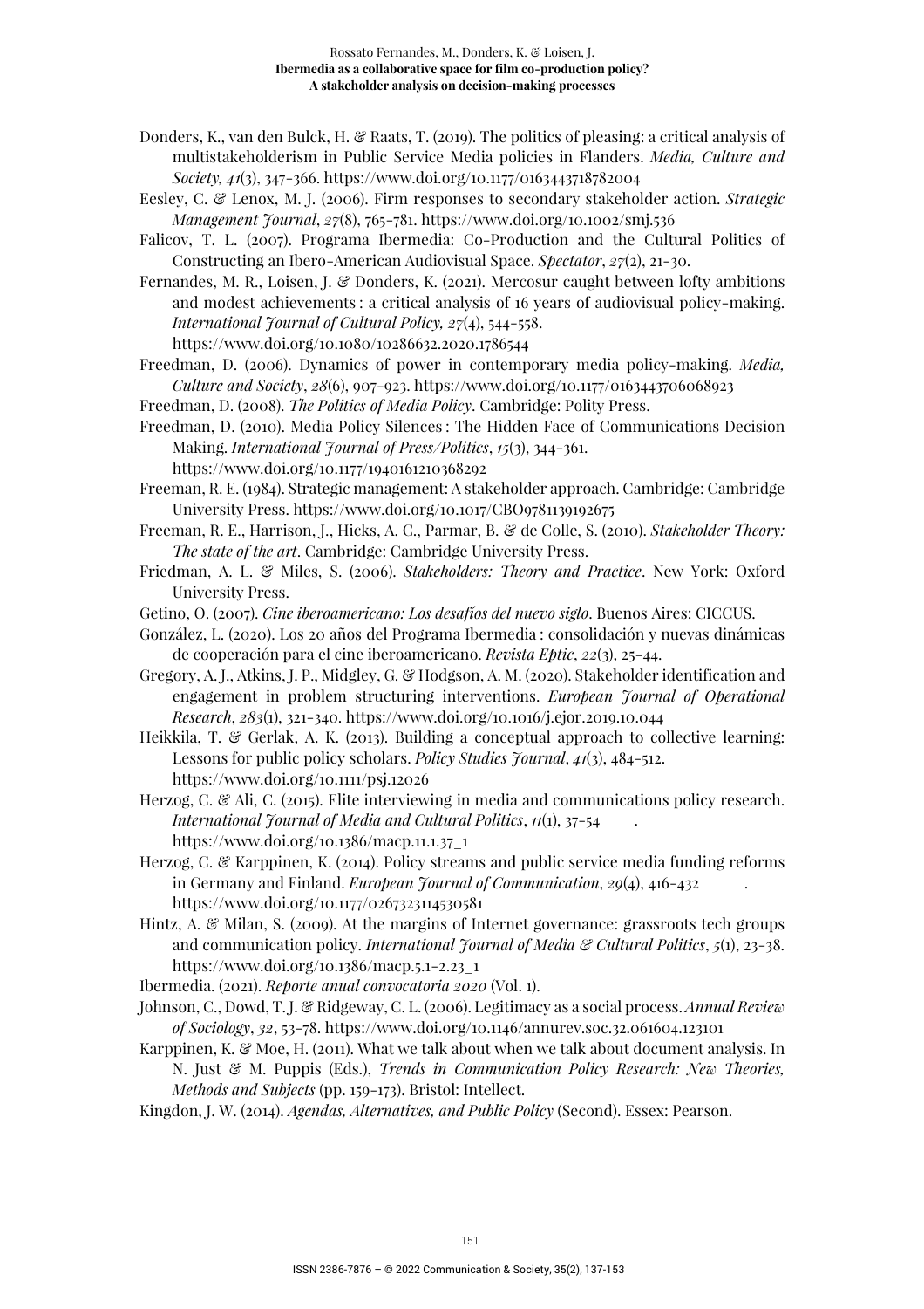Donders, K., van den Bulck, H. & Raats, T. (2019). The politics of pleasing: a critical analysis of multistakeholderism in Public Service Media policies in Flanders. *Media, Culture and Society, 41*(3), 347-366. https://www.doi.org/10.1177/0163443718782004

Eesley, C. & Lenox, M. J. (2006). Firm responses to secondary stakeholder action. *Strategic Management Journal*, *27*(8), 765-781. https://www.doi.org/10.1002/smj.536

Falicov, T. L. (2007). Programa Ibermedia: Co-Production and the Cultural Politics of Constructing an Ibero-American Audiovisual Space. *Spectator*, *27*(2), 21-30.

Fernandes, M. R., Loisen, J. & Donders, K. (2021). Mercosur caught between lofty ambitions and modest achievements : a critical analysis of 16 years of audiovisual policy-making. *International Journal of Cultural Policy, 27*(4), 544-558. https://www.doi.org/10.1080/10286632.2020.1786544

Freedman, D. (2006). Dynamics of power in contemporary media policy-making. *Media, Culture and Society*, *28*(6), 907-923. https://www.doi.org/10.1177/0163443706068923

Freedman, D. (2008). *The Politics of Media Policy*. Cambridge: Polity Press.

Freedman, D. (2010). Media Policy Silences : The Hidden Face of Communications Decision Making. *International Journal of Press/Politics*, *15*(3), 344-361. https://www.doi.org/10.1177/1940161210368292

Freeman, R. E. (1984). Strategic management: A stakeholder approach. Cambridge: Cambridge University Press. https://www.doi.org/10.1017/CBO9781139192675

Freeman, R. E., Harrison, J., Hicks, A. C., Parmar, B. & de Colle, S. (2010). *Stakeholder Theory: The state of the art*. Cambridge: Cambridge University Press.

Friedman, A. L. & Miles, S. (2006). *Stakeholders: Theory and Practice*. New York: Oxford University Press.

Getino, O. (2007). *Cine iberoamericano: Los desafíos del nuevo siglo*. Buenos Aires: CICCUS.

González, L. (2020). Los 20 años del Programa Ibermedia : consolidación y nuevas dinámicas de cooperación para el cine iberoamericano. *Revista Eptic*, *22*(3), 25-44.

Gregory, A. J., Atkins, J. P., Midgley, G. & Hodgson, A. M. (2020). Stakeholder identification and engagement in problem structuring interventions. *European Journal of Operational Research*, *283*(1), 321-340. https://www.doi.org/10.1016/j.ejor.2019.10.044

Heikkila, T. & Gerlak, A. K. (2013). Building a conceptual approach to collective learning: Lessons for public policy scholars. *Policy Studies Journal*, *41*(3), 484-512. https://www.doi.org/10.1111/psj.12026

Herzog, C. & Ali, C. (2015). Elite interviewing in media and communications policy research. *International Journal of Media and Cultural Politics*, *11*(1), 37-54. https://www.doi.org/10.1386/macp.11.1.37_1

Herzog, C. & Karppinen, K. (2014). Policy streams and public service media funding reforms in Germany and Finland. *European Journal of Communication*, *29*(4), 416-432. https://www.doi.org/10.1177/0267323114530581

Hintz, A. & Milan, S. (2009). At the margins of Internet governance: grassroots tech groups and communication policy. *International Journal of Media & Cultural Politics*, *5*(1), 23-38. https://www.doi.org/10.1386/macp.5.1-2.23_1

Ibermedia. (2021). *Reporte anual convocatoria 2020* (Vol. 1).

Johnson, C., Dowd, T. J. & Ridgeway, C. L. (2006). Legitimacy as a social process. *Annual Review of Sociology*, *32*, 53-78. https://www.doi.org/10.1146/annurev.soc.32.061604.123101

Karppinen, K. & Moe, H. (2011). What we talk about when we talk about document analysis. In N. Just & M. Puppis (Eds.), *Trends in Communication Policy Research: New Theories, Methods and Subjects* (pp. 159-173). Bristol: Intellect.

Kingdon, J. W. (2014). *Agendas, Alternatives, and Public Policy* (Second). Essex: Pearson.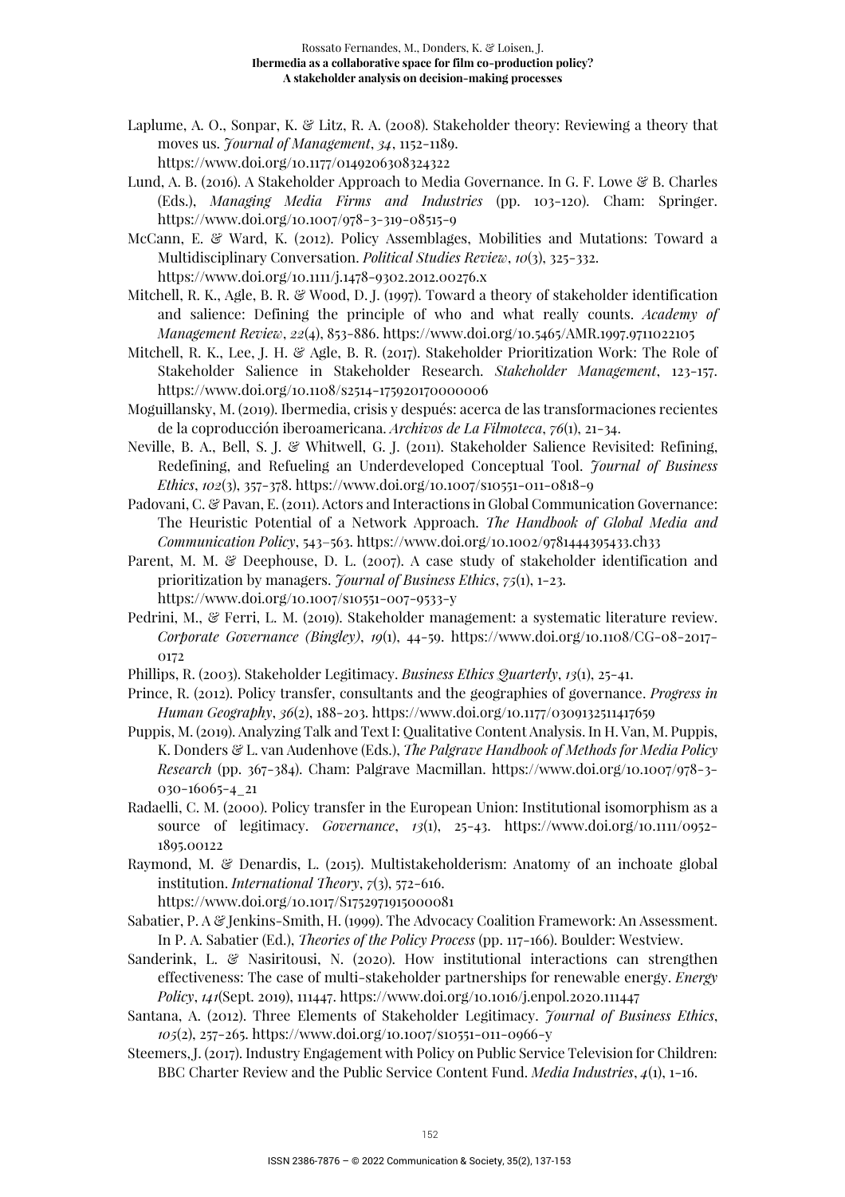Laplume, A. O., Sonpar, K. & Litz, R. A. (2008). Stakeholder theory: Reviewing a theory that moves us. *Journal of Management*, *34*, 1152-1189. https://www.doi.org/10.1177/0149206308324322

Lund, A. B. (2016). A Stakeholder Approach to Media Governance. In G. F. Lowe & B. Charles (Eds.), *Managing Media Firms and Industries* (pp. 103-120). Cham: Springer. https://www.doi.org/10.1007/978-3-319-08515-9

McCann, E. & Ward, K. (2012). Policy Assemblages, Mobilities and Mutations: Toward a Multidisciplinary Conversation. *Political Studies Review*, *10*(3), 325-332. https://www.doi.org/10.1111/j.1478-9302.2012.00276.x

Mitchell, R. K., Agle, B. R. & Wood, D. J. (1997). Toward a theory of stakeholder identification and salience: Defining the principle of who and what really counts. *Academy of Management Review*, *22*(4), 853-886. https://www.doi.org/10.5465/AMR.1997.9711022105

Mitchell, R. K., Lee, J. H. & Agle, B. R. (2017). Stakeholder Prioritization Work: The Role of Stakeholder Salience in Stakeholder Research. *Stakeholder Management*, 123-157. https://www.doi.org/10.1108/s2514-175920170000006

Moguillansky, M. (2019). Ibermedia, crisis y después: acerca de las transformaciones recientes de la coproducción iberoamericana. *Archivos de La Filmoteca*, *76*(1), 21-34.

Neville, B. A., Bell, S. J. & Whitwell, G. J. (2011). Stakeholder Salience Revisited: Refining, Redefining, and Refueling an Underdeveloped Conceptual Tool. *Journal of Business Ethics*, *102*(3), 357-378. https://www.doi.org/10.1007/s10551-011-0818-9

Padovani, C. & Pavan, E. (2011). Actors and Interactions in Global Communication Governance: The Heuristic Potential of a Network Approach. *The Handbook of Global Media and Communication Policy*, 543-563. https://www.doi.org/10.1002/9781444395433.ch33

Parent, M. M. & Deephouse, D. L. (2007). A case study of stakeholder identification and prioritization by managers. *Journal of Business Ethics*, *75*(1), 1-23. https://www.doi.org/10.1007/s10551-007-9533-y

Pedrini, M., & Ferri, L. M. (2019). Stakeholder management: a systematic literature review. *Corporate Governance (Bingley)*, *19*(1), 44-59. https://www.doi.org/10.1108/CG-08-2017-0172

Phillips, R. (2003). Stakeholder Legitimacy. *Business Ethics Quarterly*, *13*(1), 25-41.

Prince, R. (2012). Policy transfer, consultants and the geographies of governance. *Progress in Human Geography*, *36*(2), 188-203. https://www.doi.org/10.1177/0309132511417659

Puppis, M. (2019). Analyzing Talk and Text I: Qualitative Content Analysis. In H. Van, M. Puppis, K. Donders & L. van Audenhove (Eds.), *The Palgrave Handbook of Methods for Media Policy Research* (pp. 367-384). Cham: Palgrave Macmillan. https://www.doi.org/10.1007/978-3-030-16065-4_21

Radaelli, C. M. (2000). Policy transfer in the European Union: Institutional isomorphism as a source of legitimacy. *Governance*, *13*(1), 25-43. https://www.doi.org/10.1111/0952-1895.00122

Raymond, M. & Denardis, L. (2015). Multistakeholderism: Anatomy of an inchoate global institution. *International Theory*, *7*(3), 572-616. https://www.doi.org/10.1017/S1752971915000081

Sabatier, P. A & Jenkins-Smith, H. (1999). The Advocacy Coalition Framework: An Assessment. In P. A. Sabatier (Ed.), *Theories of the Policy Process* (pp. 117-166). Boulder: Westview.

Sanderink, L. & Nasiritousi, N. (2020). How institutional interactions can strengthen effectiveness: The case of multi-stakeholder partnerships for renewable energy. *Energy Policy*, *141*(Sept. 2019), 111447. https://www.doi.org/10.1016/j.enpol.2020.111447

Santana, A. (2012). Three Elements of Stakeholder Legitimacy. *Journal of Business Ethics*, *105*(2), 257-265. https://www.doi.org/10.1007/s10551-011-0966-y

Steemers, J. (2017). Industry Engagement with Policy on Public Service Television for Children: BBC Charter Review and the Public Service Content Fund. *Media Industries*, *4*(1), 1-16.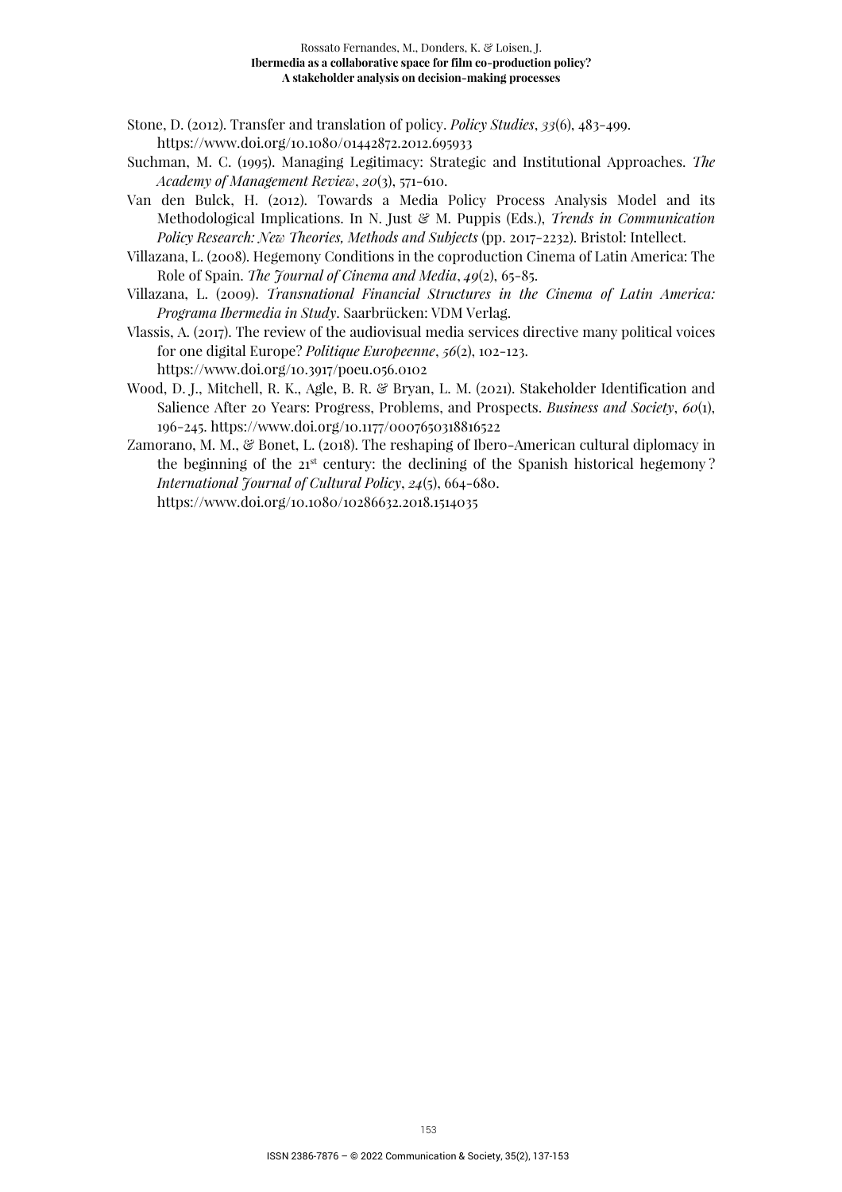Stone, D. (2012). Transfer and translation of policy. *Policy Studies*, *33*(6), 483-499. https://www.doi.org/10.1080/01442872.2012.695933

Suchman, M. C. (1995). Managing Legitimacy: Strategic and Institutional Approaches. *The Academy of Management Review*, *20*(3), 571-610.

Van den Bulck, H. (2012). Towards a Media Policy Process Analysis Model and its Methodological Implications. In N. Just & M. Puppis (Eds.), *Trends in Communication Policy Research: New Theories, Methods and Subjects* (pp. 2017-2232). Bristol: Intellect.

Villazana, L. (2008). Hegemony Conditions in the coproduction Cinema of Latin America: The Role of Spain. *The Journal of Cinema and Media*, *49*(2), 65-85.

Villazana, L. (2009). *Transnational Financial Structures in the Cinema of Latin America: Programa Ibermedia in Study*. Saarbrücken: VDM Verlag.

Vlassis, A. (2017). The review of the audiovisual media services directive many political voices for one digital Europe? *Politique Europeenne*, *56*(2), 102-123. https://www.doi.org/10.3917/poeu.056.0102

Wood, D. J., Mitchell, R. K., Agle, B. R. & Bryan, L. M. (2021). Stakeholder Identification and Salience After 20 Years: Progress, Problems, and Prospects. *Business and Society*, *60*(1), 196-245. https://www.doi.org/10.1177/0007650318816522

Zamorano, M. M., & Bonet, L. (2018). The reshaping of Ibero-American cultural diplomacy in the beginning of the 21st century: the declining of the Spanish historical hegemony? *International Journal of Cultural Policy*, *24*(5), 664-680. https://www.doi.org/10.1080/10286632.2018.1514035